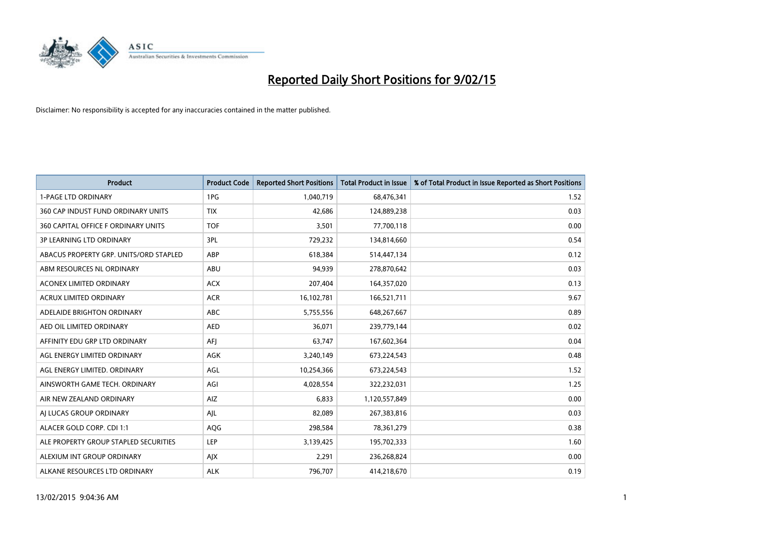# Reported Daily Short Positions for 9/02/15

Disclaimer: No responsibility is accepted for any inaccuracies contained in the matter published.

| Product | Product Code | Reported Short Positions | Total Product in Issue | % of Total Product in Issue Reported as Short Positions |
|---|---|---|---|---|
| 1-PAGE LTD ORDINARY | 1PG | 1,040,719 | 68,476,341 | 1.52 |
| 360 CAP INDUST FUND ORDINARY UNITS | TIX | 42,686 | 124,889,238 | 0.03 |
| 360 CAPITAL OFFICE F ORDINARY UNITS | TOF | 3,501 | 77,700,118 | 0.00 |
| 3P LEARNING LTD ORDINARY | 3PL | 729,232 | 134,814,660 | 0.54 |
| ABACUS PROPERTY GRP. UNITS/ORD STAPLED | ABP | 618,384 | 514,447,134 | 0.12 |
| ABM RESOURCES NL ORDINARY | ABU | 94,939 | 278,870,642 | 0.03 |
| ACONEX LIMITED ORDINARY | ACX | 207,404 | 164,357,020 | 0.13 |
| ACRUX LIMITED ORDINARY | ACR | 16,102,781 | 166,521,711 | 9.67 |
| ADELAIDE BRIGHTON ORDINARY | ABC | 5,755,556 | 648,267,667 | 0.89 |
| AED OIL LIMITED ORDINARY | AED | 36,071 | 239,779,144 | 0.02 |
| AFFINITY EDU GRP LTD ORDINARY | AFJ | 63,747 | 167,602,364 | 0.04 |
| AGL ENERGY LIMITED ORDINARY | AGK | 3,240,149 | 673,224,543 | 0.48 |
| AGL ENERGY LIMITED. ORDINARY | AGL | 10,254,366 | 673,224,543 | 1.52 |
| AINSWORTH GAME TECH. ORDINARY | AGI | 4,028,554 | 322,232,031 | 1.25 |
| AIR NEW ZEALAND ORDINARY | AIZ | 6,833 | 1,120,557,849 | 0.00 |
| AJ LUCAS GROUP ORDINARY | AJL | 82,089 | 267,383,816 | 0.03 |
| ALACER GOLD CORP. CDI 1:1 | AQG | 298,584 | 78,361,279 | 0.38 |
| ALE PROPERTY GROUP STAPLED SECURITIES | LEP | 3,139,425 | 195,702,333 | 1.60 |
| ALEXIUM INT GROUP ORDINARY | AJX | 2,291 | 236,268,824 | 0.00 |
| ALKANE RESOURCES LTD ORDINARY | ALK | 796,707 | 414,218,670 | 0.19 |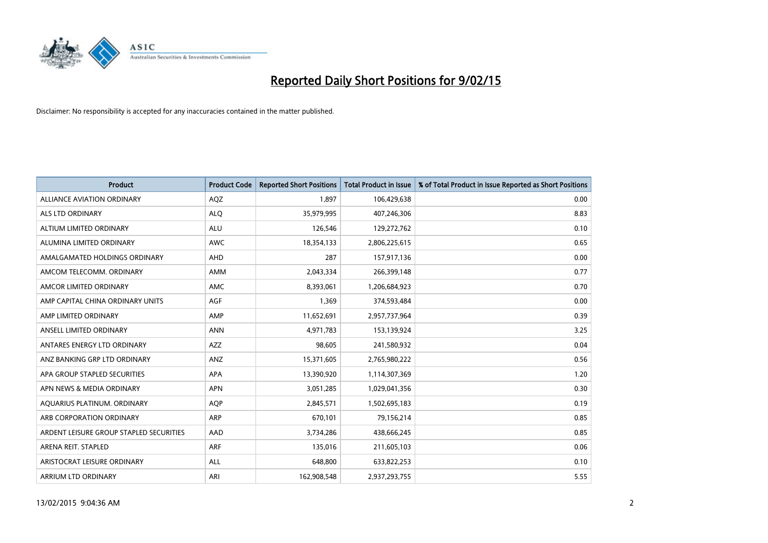# Reported Daily Short Positions for 9/02/15

Disclaimer: No responsibility is accepted for any inaccuracies contained in the matter published.

| Product | Product Code | Reported Short Positions | Total Product in Issue | % of Total Product in Issue Reported as Short Positions |
|---|---|---|---|---|
| ALLIANCE AVIATION ORDINARY | AQZ | 1,897 | 106,429,638 | 0.00 |
| ALS LTD ORDINARY | ALQ | 35,979,995 | 407,246,306 | 8.83 |
| ALTIUM LIMITED ORDINARY | ALU | 126,546 | 129,272,762 | 0.10 |
| ALUMINA LIMITED ORDINARY | AWC | 18,354,133 | 2,806,225,615 | 0.65 |
| AMALGAMATED HOLDINGS ORDINARY | AHD | 287 | 157,917,136 | 0.00 |
| AMCOM TELECOMM. ORDINARY | AMM | 2,043,334 | 266,399,148 | 0.77 |
| AMCOR LIMITED ORDINARY | AMC | 8,393,061 | 1,206,684,923 | 0.70 |
| AMP CAPITAL CHINA ORDINARY UNITS | AGF | 1,369 | 374,593,484 | 0.00 |
| AMP LIMITED ORDINARY | AMP | 11,652,691 | 2,957,737,964 | 0.39 |
| ANSELL LIMITED ORDINARY | ANN | 4,971,783 | 153,139,924 | 3.25 |
| ANTARES ENERGY LTD ORDINARY | AZZ | 98,605 | 241,580,932 | 0.04 |
| ANZ BANKING GRP LTD ORDINARY | ANZ | 15,371,605 | 2,765,980,222 | 0.56 |
| APA GROUP STAPLED SECURITIES | APA | 13,390,920 | 1,114,307,369 | 1.20 |
| APN NEWS & MEDIA ORDINARY | APN | 3,051,285 | 1,029,041,356 | 0.30 |
| AQUARIUS PLATINUM. ORDINARY | AQP | 2,845,571 | 1,502,695,183 | 0.19 |
| ARB CORPORATION ORDINARY | ARP | 670,101 | 79,156,214 | 0.85 |
| ARDENT LEISURE GROUP STAPLED SECURITIES | AAD | 3,734,286 | 438,666,245 | 0.85 |
| ARENA REIT. STAPLED | ARF | 135,016 | 211,605,103 | 0.06 |
| ARISTOCRAT LEISURE ORDINARY | ALL | 648,800 | 633,822,253 | 0.10 |
| ARRIUM LTD ORDINARY | ARI | 162,908,548 | 2,937,293,755 | 5.55 |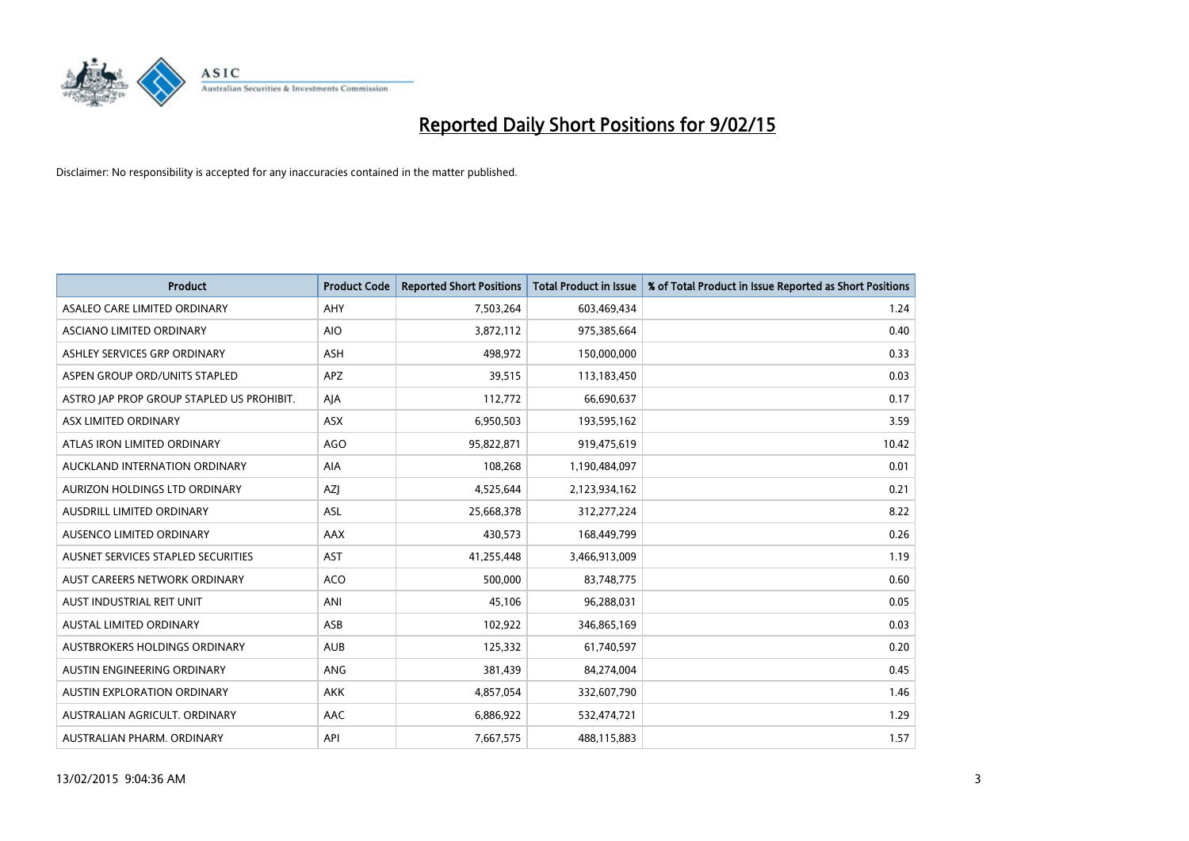# Reported Daily Short Positions for 9/02/15

Disclaimer: No responsibility is accepted for any inaccuracies contained in the matter published.

| Product | Product Code | Reported Short Positions | Total Product in Issue | % of Total Product in Issue Reported as Short Positions |
|---|---|---|---|---|
| ASALEO CARE LIMITED ORDINARY | AHY | 7,503,264 | 603,469,434 | 1.24 |
| ASCIANO LIMITED ORDINARY | AIO | 3,872,112 | 975,385,664 | 0.40 |
| ASHLEY SERVICES GRP ORDINARY | ASH | 498,972 | 150,000,000 | 0.33 |
| ASPEN GROUP ORD/UNITS STAPLED | APZ | 39,515 | 113,183,450 | 0.03 |
| ASTRO JAP PROP GROUP STAPLED US PROHIBIT. | AJA | 112,772 | 66,690,637 | 0.17 |
| ASX LIMITED ORDINARY | ASX | 6,950,503 | 193,595,162 | 3.59 |
| ATLAS IRON LIMITED ORDINARY | AGO | 95,822,871 | 919,475,619 | 10.42 |
| AUCKLAND INTERNATION ORDINARY | AIA | 108,268 | 1,190,484,097 | 0.01 |
| AURIZON HOLDINGS LTD ORDINARY | AZJ | 4,525,644 | 2,123,934,162 | 0.21 |
| AUSDRILL LIMITED ORDINARY | ASL | 25,668,378 | 312,277,224 | 8.22 |
| AUSENCO LIMITED ORDINARY | AAX | 430,573 | 168,449,799 | 0.26 |
| AUSNET SERVICES STAPLED SECURITIES | AST | 41,255,448 | 3,466,913,009 | 1.19 |
| AUST CAREERS NETWORK ORDINARY | ACO | 500,000 | 83,748,775 | 0.60 |
| AUST INDUSTRIAL REIT UNIT | ANI | 45,106 | 96,288,031 | 0.05 |
| AUSTAL LIMITED ORDINARY | ASB | 102,922 | 346,865,169 | 0.03 |
| AUSTBROKERS HOLDINGS ORDINARY | AUB | 125,332 | 61,740,597 | 0.20 |
| AUSTIN ENGINEERING ORDINARY | ANG | 381,439 | 84,274,004 | 0.45 |
| AUSTIN EXPLORATION ORDINARY | AKK | 4,857,054 | 332,607,790 | 1.46 |
| AUSTRALIAN AGRICULT. ORDINARY | AAC | 6,886,922 | 532,474,721 | 1.29 |
| AUSTRALIAN PHARM. ORDINARY | API | 7,667,575 | 488,115,883 | 1.57 |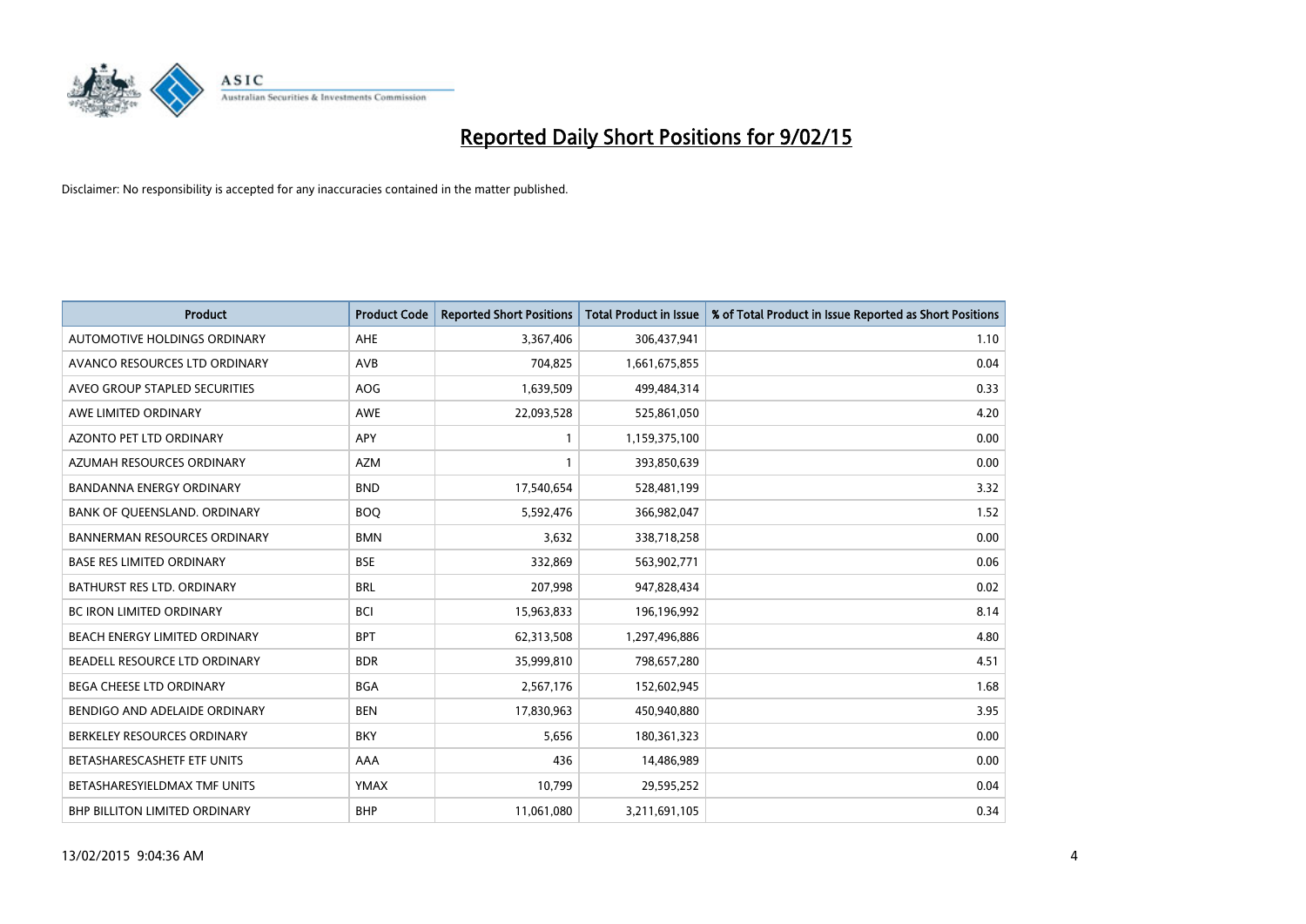# Reported Daily Short Positions for 9/02/15

Disclaimer: No responsibility is accepted for any inaccuracies contained in the matter published.

| Product | Product Code | Reported Short Positions | Total Product in Issue | % of Total Product in Issue Reported as Short Positions |
|---|---|---|---|---|
| AUTOMOTIVE HOLDINGS ORDINARY | AHE | 3,367,406 | 306,437,941 | 1.10 |
| AVANCO RESOURCES LTD ORDINARY | AVB | 704,825 | 1,661,675,855 | 0.04 |
| AVEO GROUP STAPLED SECURITIES | AOG | 1,639,509 | 499,484,314 | 0.33 |
| AWE LIMITED ORDINARY | AWE | 22,093,528 | 525,861,050 | 4.20 |
| AZONTO PET LTD ORDINARY | APY | 1 | 1,159,375,100 | 0.00 |
| AZUMAH RESOURCES ORDINARY | AZM | 1 | 393,850,639 | 0.00 |
| BANDANNA ENERGY ORDINARY | BND | 17,540,654 | 528,481,199 | 3.32 |
| BANK OF QUEENSLAND. ORDINARY | BOQ | 5,592,476 | 366,982,047 | 1.52 |
| BANNERMAN RESOURCES ORDINARY | BMN | 3,632 | 338,718,258 | 0.00 |
| BASE RES LIMITED ORDINARY | BSE | 332,869 | 563,902,771 | 0.06 |
| BATHURST RES LTD. ORDINARY | BRL | 207,998 | 947,828,434 | 0.02 |
| BC IRON LIMITED ORDINARY | BCI | 15,963,833 | 196,196,992 | 8.14 |
| BEACH ENERGY LIMITED ORDINARY | BPT | 62,313,508 | 1,297,496,886 | 4.80 |
| BEADELL RESOURCE LTD ORDINARY | BDR | 35,999,810 | 798,657,280 | 4.51 |
| BEGA CHEESE LTD ORDINARY | BGA | 2,567,176 | 152,602,945 | 1.68 |
| BENDIGO AND ADELAIDE ORDINARY | BEN | 17,830,963 | 450,940,880 | 3.95 |
| BERKELEY RESOURCES ORDINARY | BKY | 5,656 | 180,361,323 | 0.00 |
| BETASHARESCASHETF ETF UNITS | AAA | 436 | 14,486,989 | 0.00 |
| BETASHARESYIELDMAX TMF UNITS | YMAX | 10,799 | 29,595,252 | 0.04 |
| BHP BILLITON LIMITED ORDINARY | BHP | 11,061,080 | 3,211,691,105 | 0.34 |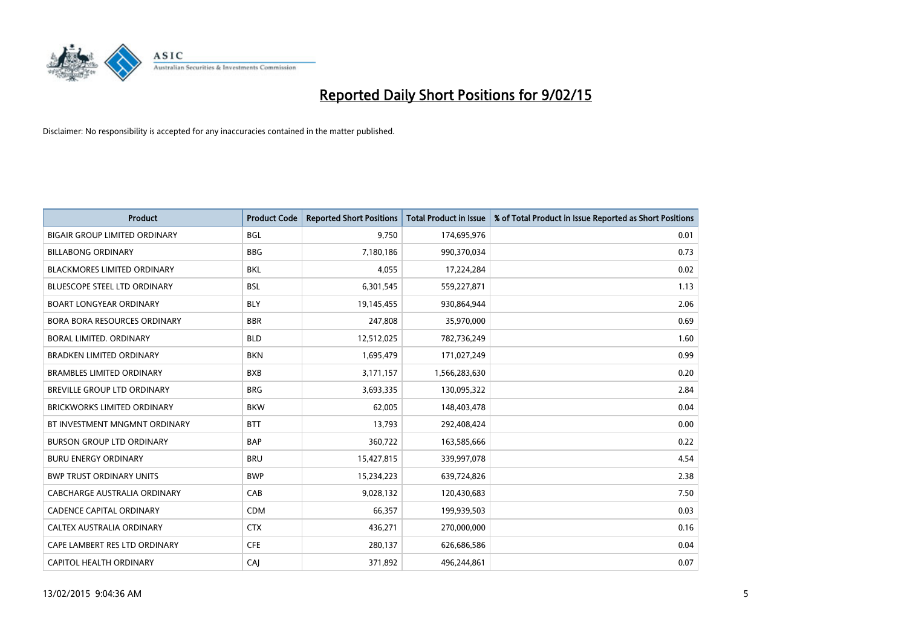# Reported Daily Short Positions for 9/02/15

Disclaimer: No responsibility is accepted for any inaccuracies contained in the matter published.

| Product | Product Code | Reported Short Positions | Total Product in Issue | % of Total Product in Issue Reported as Short Positions |
|---|---|---|---|---|
| BIGAIR GROUP LIMITED ORDINARY | BGL | 9,750 | 174,695,976 | 0.01 |
| BILLABONG ORDINARY | BBG | 7,180,186 | 990,370,034 | 0.73 |
| BLACKMORES LIMITED ORDINARY | BKL | 4,055 | 17,224,284 | 0.02 |
| BLUESCOPE STEEL LTD ORDINARY | BSL | 6,301,545 | 559,227,871 | 1.13 |
| BOART LONGYEAR ORDINARY | BLY | 19,145,455 | 930,864,944 | 2.06 |
| BORA BORA RESOURCES ORDINARY | BBR | 247,808 | 35,970,000 | 0.69 |
| BORAL LIMITED. ORDINARY | BLD | 12,512,025 | 782,736,249 | 1.60 |
| BRADKEN LIMITED ORDINARY | BKN | 1,695,479 | 171,027,249 | 0.99 |
| BRAMBLES LIMITED ORDINARY | BXB | 3,171,157 | 1,566,283,630 | 0.20 |
| BREVILLE GROUP LTD ORDINARY | BRG | 3,693,335 | 130,095,322 | 2.84 |
| BRICKWORKS LIMITED ORDINARY | BKW | 62,005 | 148,403,478 | 0.04 |
| BT INVESTMENT MNGMNT ORDINARY | BTT | 13,793 | 292,408,424 | 0.00 |
| BURSON GROUP LTD ORDINARY | BAP | 360,722 | 163,585,666 | 0.22 |
| BURU ENERGY ORDINARY | BRU | 15,427,815 | 339,997,078 | 4.54 |
| BWP TRUST ORDINARY UNITS | BWP | 15,234,223 | 639,724,826 | 2.38 |
| CABCHARGE AUSTRALIA ORDINARY | CAB | 9,028,132 | 120,430,683 | 7.50 |
| CADENCE CAPITAL ORDINARY | CDM | 66,357 | 199,939,503 | 0.03 |
| CALTEX AUSTRALIA ORDINARY | CTX | 436,271 | 270,000,000 | 0.16 |
| CAPE LAMBERT RES LTD ORDINARY | CFE | 280,137 | 626,686,586 | 0.04 |
| CAPITOL HEALTH ORDINARY | CAJ | 371,892 | 496,244,861 | 0.07 |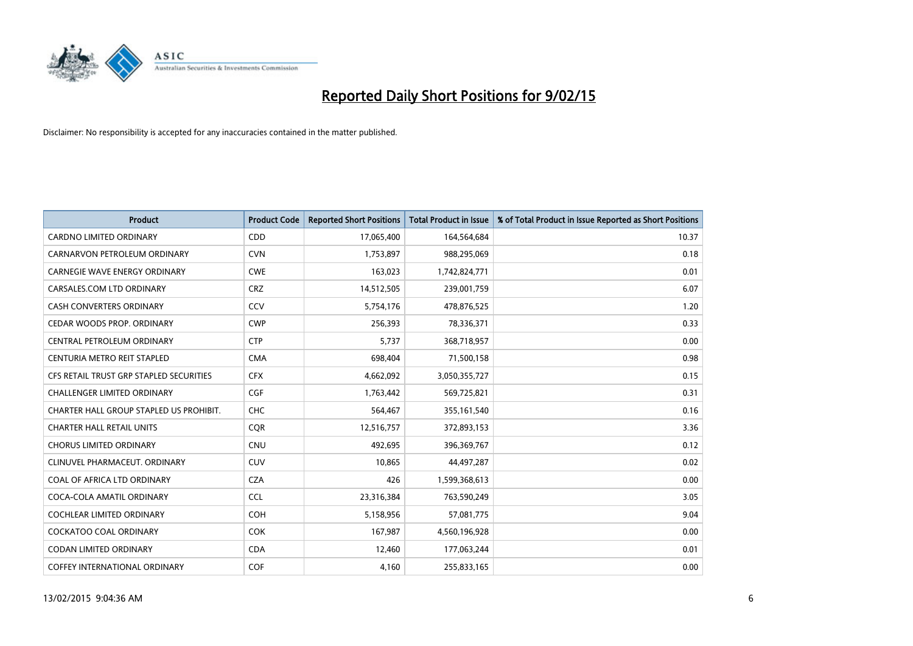# Reported Daily Short Positions for 9/02/15

Disclaimer: No responsibility is accepted for any inaccuracies contained in the matter published.

| Product | Product Code | Reported Short Positions | Total Product in Issue | % of Total Product in Issue Reported as Short Positions |
|---|---|---|---|---|
| CARDNO LIMITED ORDINARY | CDD | 17,065,400 | 164,564,684 | 10.37 |
| CARNARVON PETROLEUM ORDINARY | CVN | 1,753,897 | 988,295,069 | 0.18 |
| CARNEGIE WAVE ENERGY ORDINARY | CWE | 163,023 | 1,742,824,771 | 0.01 |
| CARSALES.COM LTD ORDINARY | CRZ | 14,512,505 | 239,001,759 | 6.07 |
| CASH CONVERTERS ORDINARY | CCV | 5,754,176 | 478,876,525 | 1.20 |
| CEDAR WOODS PROP. ORDINARY | CWP | 256,393 | 78,336,371 | 0.33 |
| CENTRAL PETROLEUM ORDINARY | CTP | 5,737 | 368,718,957 | 0.00 |
| CENTURIA METRO REIT STAPLED | CMA | 698,404 | 71,500,158 | 0.98 |
| CFS RETAIL TRUST GRP STAPLED SECURITIES | CFX | 4,662,092 | 3,050,355,727 | 0.15 |
| CHALLENGER LIMITED ORDINARY | CGF | 1,763,442 | 569,725,821 | 0.31 |
| CHARTER HALL GROUP STAPLED US PROHIBIT. | CHC | 564,467 | 355,161,540 | 0.16 |
| CHARTER HALL RETAIL UNITS | CQR | 12,516,757 | 372,893,153 | 3.36 |
| CHORUS LIMITED ORDINARY | CNU | 492,695 | 396,369,767 | 0.12 |
| CLINUVEL PHARMACEUT. ORDINARY | CUV | 10,865 | 44,497,287 | 0.02 |
| COAL OF AFRICA LTD ORDINARY | CZA | 426 | 1,599,368,613 | 0.00 |
| COCA-COLA AMATIL ORDINARY | CCL | 23,316,384 | 763,590,249 | 3.05 |
| COCHLEAR LIMITED ORDINARY | COH | 5,158,956 | 57,081,775 | 9.04 |
| COCKATOO COAL ORDINARY | COK | 167,987 | 4,560,196,928 | 0.00 |
| CODAN LIMITED ORDINARY | CDA | 12,460 | 177,063,244 | 0.01 |
| COFFEY INTERNATIONAL ORDINARY | COF | 4,160 | 255,833,165 | 0.00 |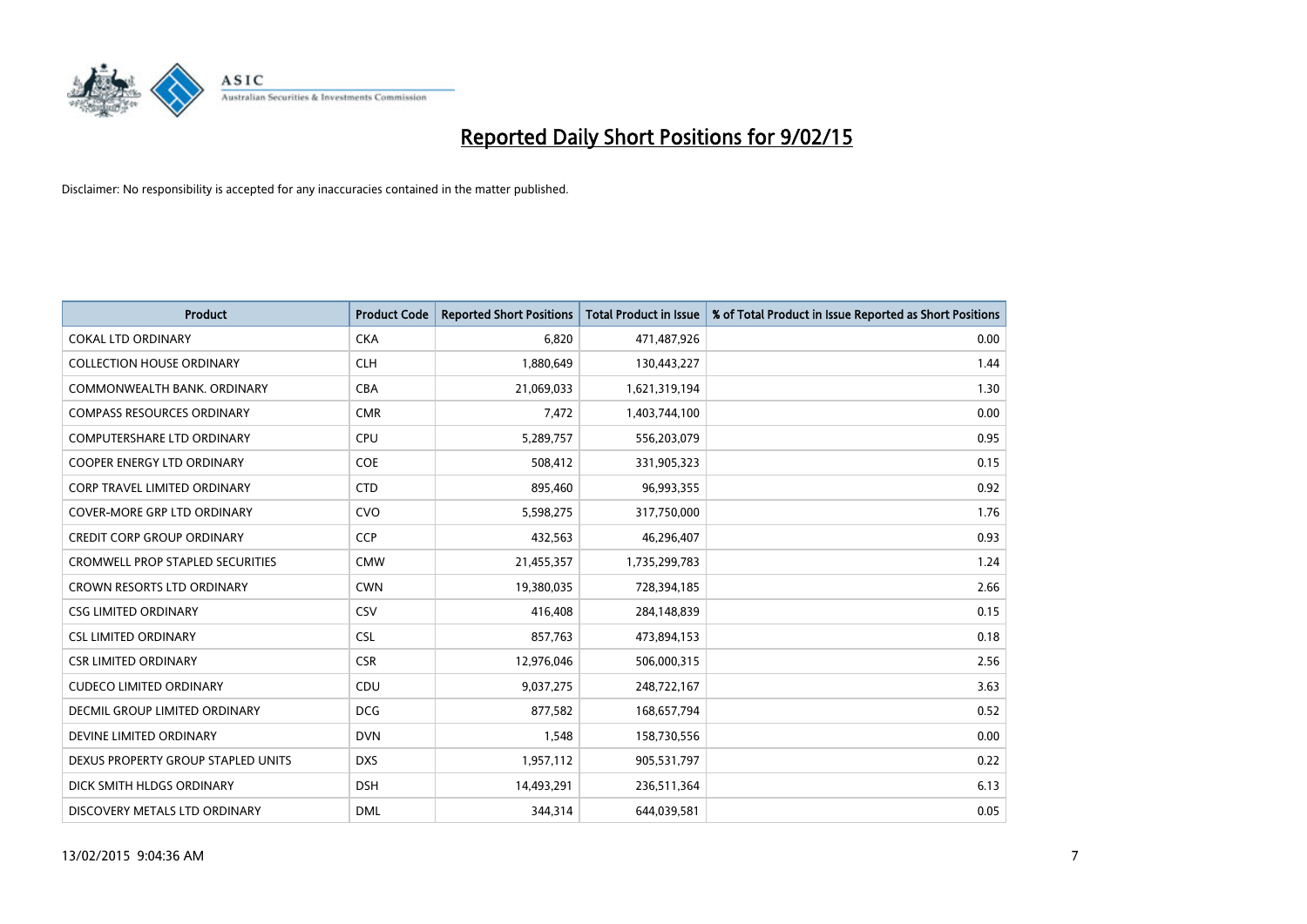# Reported Daily Short Positions for 9/02/15

Disclaimer: No responsibility is accepted for any inaccuracies contained in the matter published.

| Product | Product Code | Reported Short Positions | Total Product in Issue | % of Total Product in Issue Reported as Short Positions |
|---|---|---|---|---|
| COKAL LTD ORDINARY | CKA | 6,820 | 471,487,926 | 0.00 |
| COLLECTION HOUSE ORDINARY | CLH | 1,880,649 | 130,443,227 | 1.44 |
| COMMONWEALTH BANK. ORDINARY | CBA | 21,069,033 | 1,621,319,194 | 1.30 |
| COMPASS RESOURCES ORDINARY | CMR | 7,472 | 1,403,744,100 | 0.00 |
| COMPUTERSHARE LTD ORDINARY | CPU | 5,289,757 | 556,203,079 | 0.95 |
| COOPER ENERGY LTD ORDINARY | COE | 508,412 | 331,905,323 | 0.15 |
| CORP TRAVEL LIMITED ORDINARY | CTD | 895,460 | 96,993,355 | 0.92 |
| COVER-MORE GRP LTD ORDINARY | CVO | 5,598,275 | 317,750,000 | 1.76 |
| CREDIT CORP GROUP ORDINARY | CCP | 432,563 | 46,296,407 | 0.93 |
| CROMWELL PROP STAPLED SECURITIES | CMW | 21,455,357 | 1,735,299,783 | 1.24 |
| CROWN RESORTS LTD ORDINARY | CWN | 19,380,035 | 728,394,185 | 2.66 |
| CSG LIMITED ORDINARY | CSV | 416,408 | 284,148,839 | 0.15 |
| CSL LIMITED ORDINARY | CSL | 857,763 | 473,894,153 | 0.18 |
| CSR LIMITED ORDINARY | CSR | 12,976,046 | 506,000,315 | 2.56 |
| CUDECO LIMITED ORDINARY | CDU | 9,037,275 | 248,722,167 | 3.63 |
| DECMIL GROUP LIMITED ORDINARY | DCG | 877,582 | 168,657,794 | 0.52 |
| DEVINE LIMITED ORDINARY | DVN | 1,548 | 158,730,556 | 0.00 |
| DEXUS PROPERTY GROUP STAPLED UNITS | DXS | 1,957,112 | 905,531,797 | 0.22 |
| DICK SMITH HLDGS ORDINARY | DSH | 14,493,291 | 236,511,364 | 6.13 |
| DISCOVERY METALS LTD ORDINARY | DML | 344,314 | 644,039,581 | 0.05 |

13/02/2015 9:04:36 AM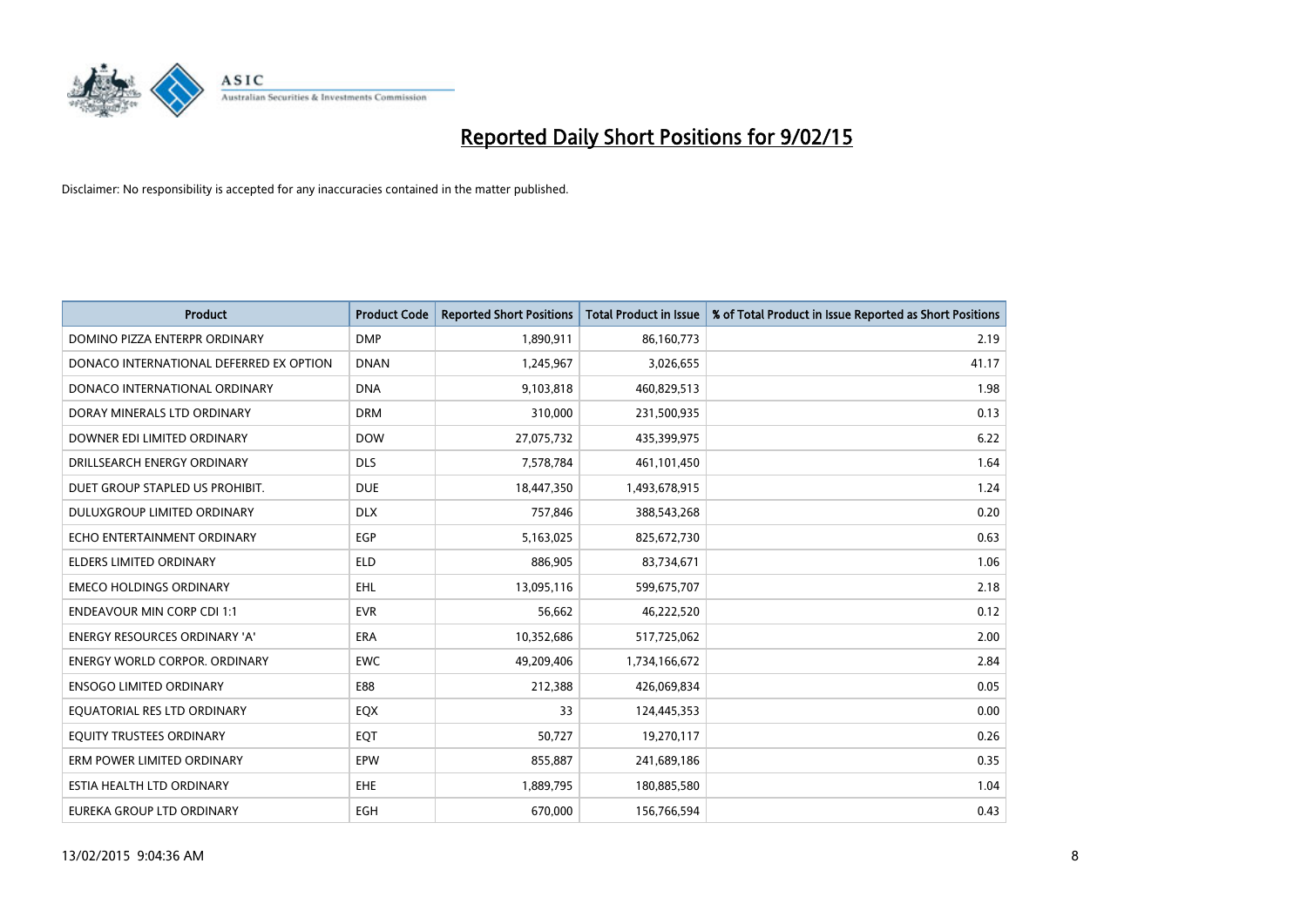# Reported Daily Short Positions for 9/02/15

Disclaimer: No responsibility is accepted for any inaccuracies contained in the matter published.

| Product | Product Code | Reported Short Positions | Total Product in Issue | % of Total Product in Issue Reported as Short Positions |
|---|---|---|---|---|
| DOMINO PIZZA ENTERPR ORDINARY | DMP | 1,890,911 | 86,160,773 | 2.19 |
| DONACO INTERNATIONAL DEFERRED EX OPTION | DNAN | 1,245,967 | 3,026,655 | 41.17 |
| DONACO INTERNATIONAL ORDINARY | DNA | 9,103,818 | 460,829,513 | 1.98 |
| DORAY MINERALS LTD ORDINARY | DRM | 310,000 | 231,500,935 | 0.13 |
| DOWNER EDI LIMITED ORDINARY | DOW | 27,075,732 | 435,399,975 | 6.22 |
| DRILLSEARCH ENERGY ORDINARY | DLS | 7,578,784 | 461,101,450 | 1.64 |
| DUET GROUP STAPLED US PROHIBIT. | DUE | 18,447,350 | 1,493,678,915 | 1.24 |
| DULUXGROUP LIMITED ORDINARY | DLX | 757,846 | 388,543,268 | 0.20 |
| ECHO ENTERTAINMENT ORDINARY | EGP | 5,163,025 | 825,672,730 | 0.63 |
| ELDERS LIMITED ORDINARY | ELD | 886,905 | 83,734,671 | 1.06 |
| EMECO HOLDINGS ORDINARY | EHL | 13,095,116 | 599,675,707 | 2.18 |
| ENDEAVOUR MIN CORP CDI 1:1 | EVR | 56,662 | 46,222,520 | 0.12 |
| ENERGY RESOURCES ORDINARY 'A' | ERA | 10,352,686 | 517,725,062 | 2.00 |
| ENERGY WORLD CORPOR. ORDINARY | EWC | 49,209,406 | 1,734,166,672 | 2.84 |
| ENSOGO LIMITED ORDINARY | E88 | 212,388 | 426,069,834 | 0.05 |
| EQUATORIAL RES LTD ORDINARY | EQX | 33 | 124,445,353 | 0.00 |
| EQUITY TRUSTEES ORDINARY | EQT | 50,727 | 19,270,117 | 0.26 |
| ERM POWER LIMITED ORDINARY | EPW | 855,887 | 241,689,186 | 0.35 |
| ESTIA HEALTH LTD ORDINARY | EHE | 1,889,795 | 180,885,580 | 1.04 |
| EUREKA GROUP LTD ORDINARY | EGH | 670,000 | 156,766,594 | 0.43 |

13/02/2015 9:04:36 AM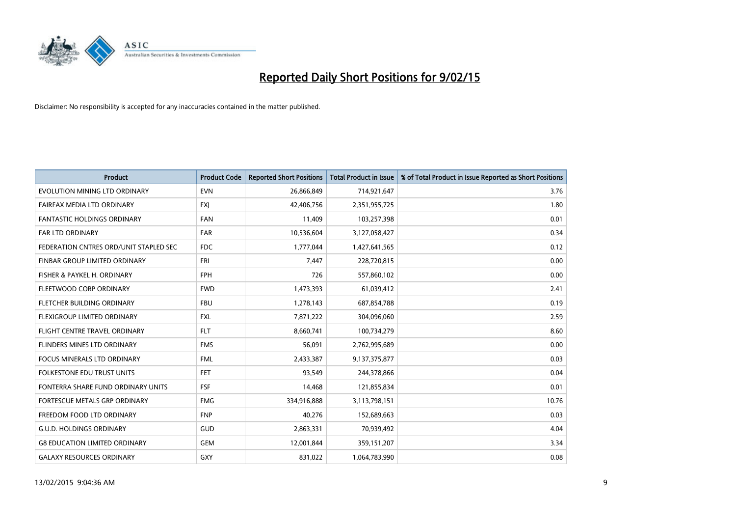# Reported Daily Short Positions for 9/02/15

Disclaimer: No responsibility is accepted for any inaccuracies contained in the matter published.

| Product | Product Code | Reported Short Positions | Total Product in Issue | % of Total Product in Issue Reported as Short Positions |
|---|---|---|---|---|
| EVOLUTION MINING LTD ORDINARY | EVN | 26,866,849 | 714,921,647 | 3.76 |
| FAIRFAX MEDIA LTD ORDINARY | FXJ | 42,406,756 | 2,351,955,725 | 1.80 |
| FANTASTIC HOLDINGS ORDINARY | FAN | 11,409 | 103,257,398 | 0.01 |
| FAR LTD ORDINARY | FAR | 10,536,604 | 3,127,058,427 | 0.34 |
| FEDERATION CNTRES ORD/UNIT STAPLED SEC | FDC | 1,777,044 | 1,427,641,565 | 0.12 |
| FINBAR GROUP LIMITED ORDINARY | FRI | 7,447 | 228,720,815 | 0.00 |
| FISHER & PAYKEL H. ORDINARY | FPH | 726 | 557,860,102 | 0.00 |
| FLEETWOOD CORP ORDINARY | FWD | 1,473,393 | 61,039,412 | 2.41 |
| FLETCHER BUILDING ORDINARY | FBU | 1,278,143 | 687,854,788 | 0.19 |
| FLEXIGROUP LIMITED ORDINARY | FXL | 7,871,222 | 304,096,060 | 2.59 |
| FLIGHT CENTRE TRAVEL ORDINARY | FLT | 8,660,741 | 100,734,279 | 8.60 |
| FLINDERS MINES LTD ORDINARY | FMS | 56,091 | 2,762,995,689 | 0.00 |
| FOCUS MINERALS LTD ORDINARY | FML | 2,433,387 | 9,137,375,877 | 0.03 |
| FOLKESTONE EDU TRUST UNITS | FET | 93,549 | 244,378,866 | 0.04 |
| FONTERRA SHARE FUND ORDINARY UNITS | FSF | 14,468 | 121,855,834 | 0.01 |
| FORTESCUE METALS GRP ORDINARY | FMG | 334,916,888 | 3,113,798,151 | 10.76 |
| FREEDOM FOOD LTD ORDINARY | FNP | 40,276 | 152,689,663 | 0.03 |
| G.U.D. HOLDINGS ORDINARY | GUD | 2,863,331 | 70,939,492 | 4.04 |
| G8 EDUCATION LIMITED ORDINARY | GEM | 12,001,844 | 359,151,207 | 3.34 |
| GALAXY RESOURCES ORDINARY | GXY | 831,022 | 1,064,783,990 | 0.08 |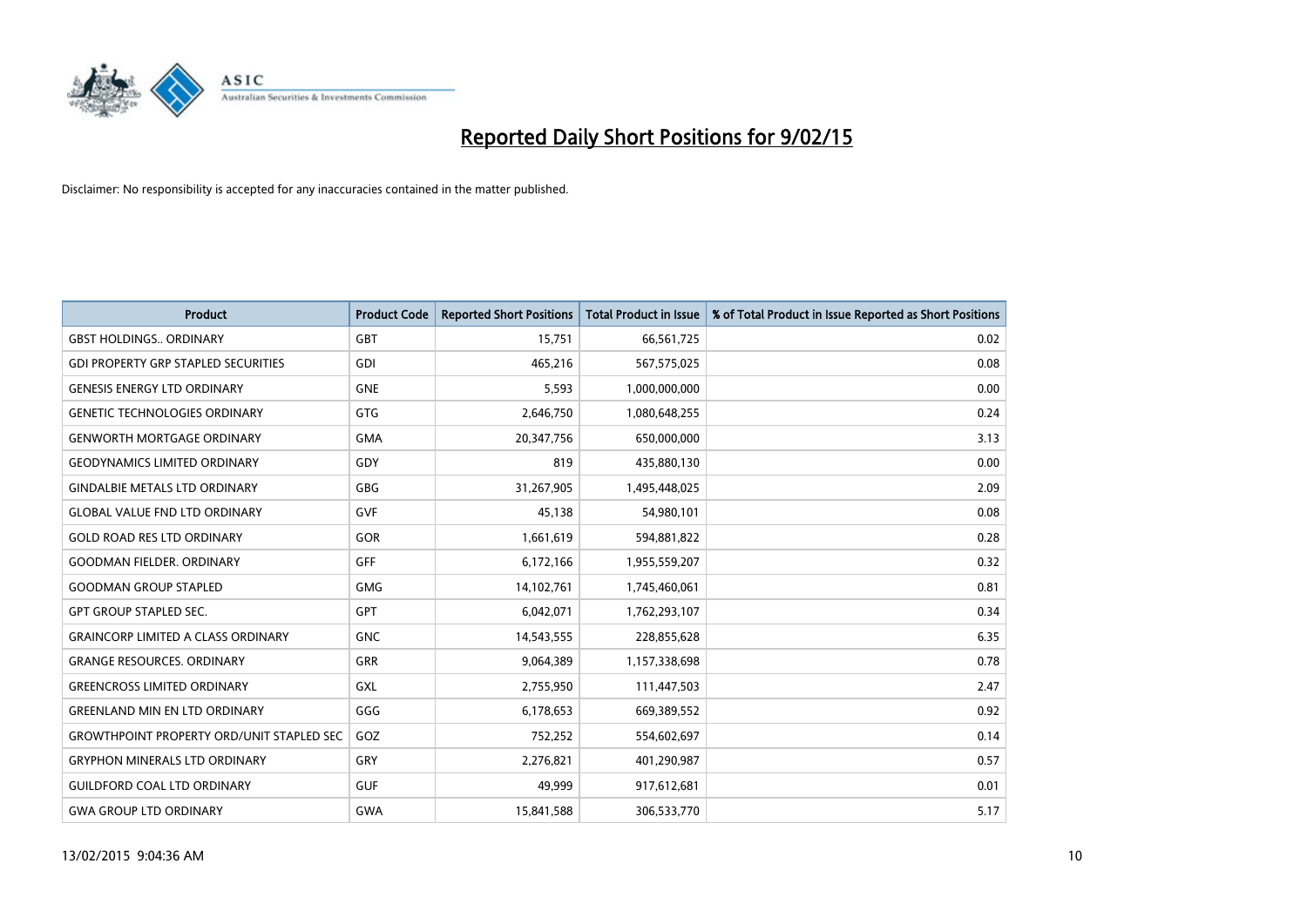# Reported Daily Short Positions for 9/02/15

Disclaimer: No responsibility is accepted for any inaccuracies contained in the matter published.

| Product | Product Code | Reported Short Positions | Total Product in Issue | % of Total Product in Issue Reported as Short Positions |
|---|---|---|---|---|
| GBST HOLDINGS.. ORDINARY | GBT | 15,751 | 66,561,725 | 0.02 |
| GDI PROPERTY GRP STAPLED SECURITIES | GDI | 465,216 | 567,575,025 | 0.08 |
| GENESIS ENERGY LTD ORDINARY | GNE | 5,593 | 1,000,000,000 | 0.00 |
| GENETIC TECHNOLOGIES ORDINARY | GTG | 2,646,750 | 1,080,648,255 | 0.24 |
| GENWORTH MORTGAGE ORDINARY | GMA | 20,347,756 | 650,000,000 | 3.13 |
| GEODYNAMICS LIMITED ORDINARY | GDY | 819 | 435,880,130 | 0.00 |
| GINDALBIE METALS LTD ORDINARY | GBG | 31,267,905 | 1,495,448,025 | 2.09 |
| GLOBAL VALUE FND LTD ORDINARY | GVF | 45,138 | 54,980,101 | 0.08 |
| GOLD ROAD RES LTD ORDINARY | GOR | 1,661,619 | 594,881,822 | 0.28 |
| GOODMAN FIELDER. ORDINARY | GFF | 6,172,166 | 1,955,559,207 | 0.32 |
| GOODMAN GROUP STAPLED | GMG | 14,102,761 | 1,745,460,061 | 0.81 |
| GPT GROUP STAPLED SEC. | GPT | 6,042,071 | 1,762,293,107 | 0.34 |
| GRAINCORP LIMITED A CLASS ORDINARY | GNC | 14,543,555 | 228,855,628 | 6.35 |
| GRANGE RESOURCES. ORDINARY | GRR | 9,064,389 | 1,157,338,698 | 0.78 |
| GREENCROSS LIMITED ORDINARY | GXL | 2,755,950 | 111,447,503 | 2.47 |
| GREENLAND MIN EN LTD ORDINARY | GGG | 6,178,653 | 669,389,552 | 0.92 |
| GROWTHPOINT PROPERTY ORD/UNIT STAPLED SEC | GOZ | 752,252 | 554,602,697 | 0.14 |
| GRYPHON MINERALS LTD ORDINARY | GRY | 2,276,821 | 401,290,987 | 0.57 |
| GUILDFORD COAL LTD ORDINARY | GUF | 49,999 | 917,612,681 | 0.01 |
| GWA GROUP LTD ORDINARY | GWA | 15,841,588 | 306,533,770 | 5.17 |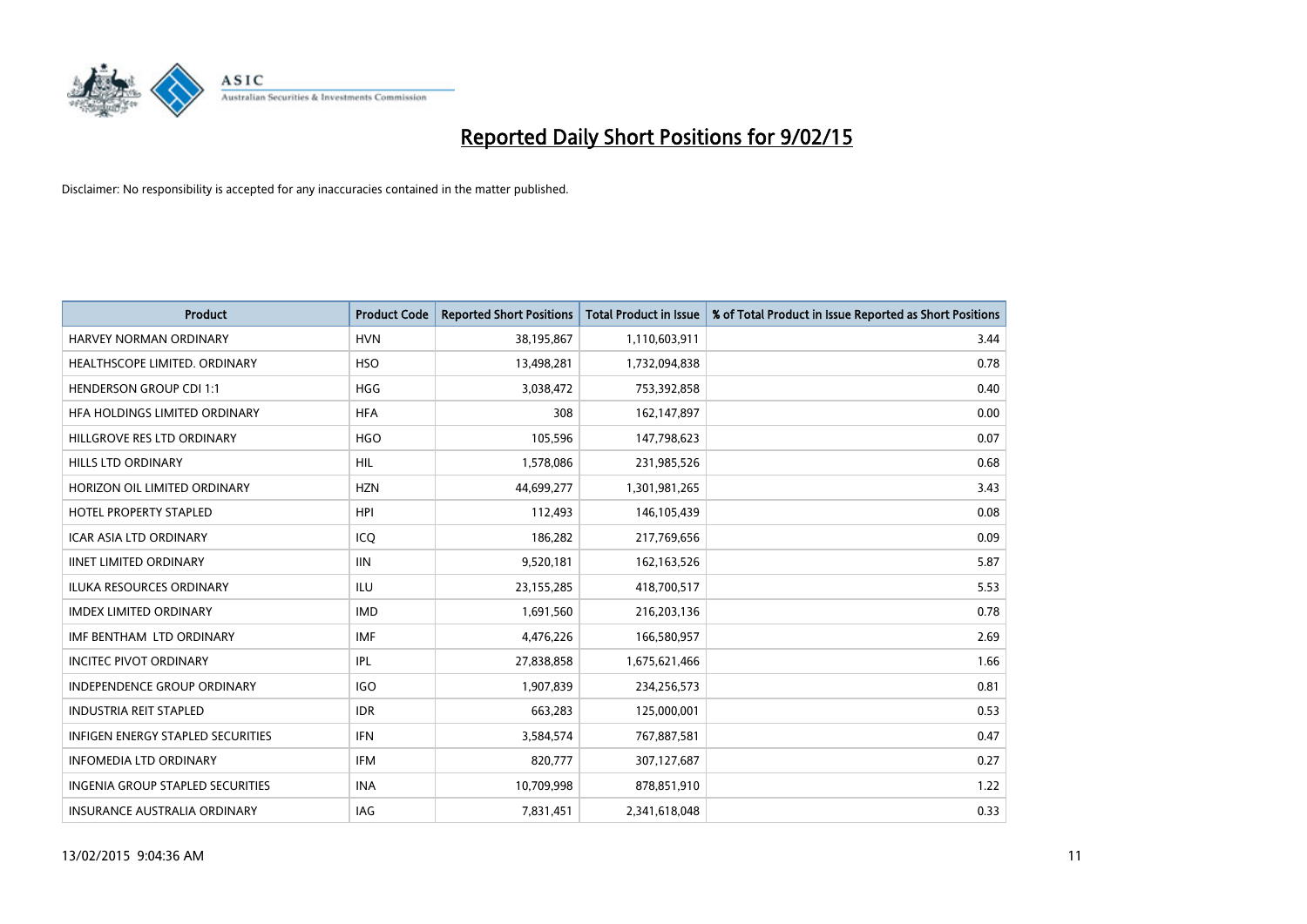# Reported Daily Short Positions for 9/02/15

Disclaimer: No responsibility is accepted for any inaccuracies contained in the matter published.

| Product | Product Code | Reported Short Positions | Total Product in Issue | % of Total Product in Issue Reported as Short Positions |
|---|---|---|---|---|
| HARVEY NORMAN ORDINARY | HVN | 38,195,867 | 1,110,603,911 | 3.44 |
| HEALTHSCOPE LIMITED. ORDINARY | HSO | 13,498,281 | 1,732,094,838 | 0.78 |
| HENDERSON GROUP CDI 1:1 | HGG | 3,038,472 | 753,392,858 | 0.40 |
| HFA HOLDINGS LIMITED ORDINARY | HFA | 308 | 162,147,897 | 0.00 |
| HILLGROVE RES LTD ORDINARY | HGO | 105,596 | 147,798,623 | 0.07 |
| HILLS LTD ORDINARY | HIL | 1,578,086 | 231,985,526 | 0.68 |
| HORIZON OIL LIMITED ORDINARY | HZN | 44,699,277 | 1,301,981,265 | 3.43 |
| HOTEL PROPERTY STAPLED | HPI | 112,493 | 146,105,439 | 0.08 |
| ICAR ASIA LTD ORDINARY | ICQ | 186,282 | 217,769,656 | 0.09 |
| IINET LIMITED ORDINARY | IIN | 9,520,181 | 162,163,526 | 5.87 |
| ILUKA RESOURCES ORDINARY | ILU | 23,155,285 | 418,700,517 | 5.53 |
| IMDEX LIMITED ORDINARY | IMD | 1,691,560 | 216,203,136 | 0.78 |
| IMF BENTHAM LTD ORDINARY | IMF | 4,476,226 | 166,580,957 | 2.69 |
| INCITEC PIVOT ORDINARY | IPL | 27,838,858 | 1,675,621,466 | 1.66 |
| INDEPENDENCE GROUP ORDINARY | IGO | 1,907,839 | 234,256,573 | 0.81 |
| INDUSTRIA REIT STAPLED | IDR | 663,283 | 125,000,001 | 0.53 |
| INFIGEN ENERGY STAPLED SECURITIES | IFN | 3,584,574 | 767,887,581 | 0.47 |
| INFOMEDIA LTD ORDINARY | IFM | 820,777 | 307,127,687 | 0.27 |
| INGENIA GROUP STAPLED SECURITIES | INA | 10,709,998 | 878,851,910 | 1.22 |
| INSURANCE AUSTRALIA ORDINARY | IAG | 7,831,451 | 2,341,618,048 | 0.33 |

13/02/2015 9:04:36 AM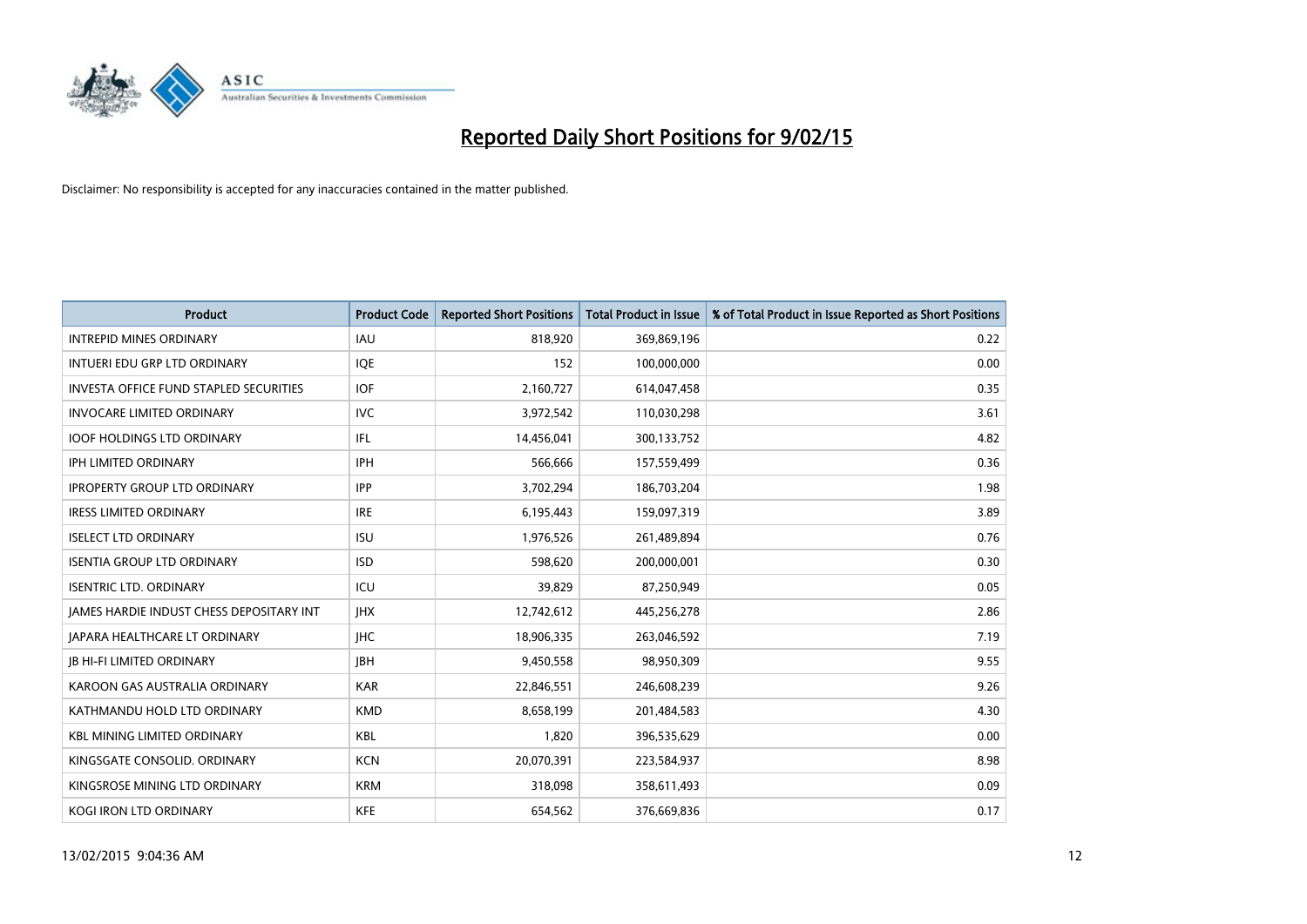# Reported Daily Short Positions for 9/02/15

Disclaimer: No responsibility is accepted for any inaccuracies contained in the matter published.

| Product | Product Code | Reported Short Positions | Total Product in Issue | % of Total Product in Issue Reported as Short Positions |
|---|---|---|---|---|
| INTREPID MINES ORDINARY | IAU | 818,920 | 369,869,196 | 0.22 |
| INTUERI EDU GRP LTD ORDINARY | IQE | 152 | 100,000,000 | 0.00 |
| INVESTA OFFICE FUND STAPLED SECURITIES | IOF | 2,160,727 | 614,047,458 | 0.35 |
| INVOCARE LIMITED ORDINARY | IVC | 3,972,542 | 110,030,298 | 3.61 |
| IOOF HOLDINGS LTD ORDINARY | IFL | 14,456,041 | 300,133,752 | 4.82 |
| IPH LIMITED ORDINARY | IPH | 566,666 | 157,559,499 | 0.36 |
| IPROPERTY GROUP LTD ORDINARY | IPP | 3,702,294 | 186,703,204 | 1.98 |
| IRESS LIMITED ORDINARY | IRE | 6,195,443 | 159,097,319 | 3.89 |
| ISELECT LTD ORDINARY | ISU | 1,976,526 | 261,489,894 | 0.76 |
| ISENTIA GROUP LTD ORDINARY | ISD | 598,620 | 200,000,001 | 0.30 |
| ISENTRIC LTD. ORDINARY | ICU | 39,829 | 87,250,949 | 0.05 |
| JAMES HARDIE INDUST CHESS DEPOSITARY INT | JHX | 12,742,612 | 445,256,278 | 2.86 |
| JAPARA HEALTHCARE LT ORDINARY | JHC | 18,906,335 | 263,046,592 | 7.19 |
| JB HI-FI LIMITED ORDINARY | JBH | 9,450,558 | 98,950,309 | 9.55 |
| KAROON GAS AUSTRALIA ORDINARY | KAR | 22,846,551 | 246,608,239 | 9.26 |
| KATHMANDU HOLD LTD ORDINARY | KMD | 8,658,199 | 201,484,583 | 4.30 |
| KBL MINING LIMITED ORDINARY | KBL | 1,820 | 396,535,629 | 0.00 |
| KINGSGATE CONSOLID. ORDINARY | KCN | 20,070,391 | 223,584,937 | 8.98 |
| KINGSROSE MINING LTD ORDINARY | KRM | 318,098 | 358,611,493 | 0.09 |
| KOGI IRON LTD ORDINARY | KFE | 654,562 | 376,669,836 | 0.17 |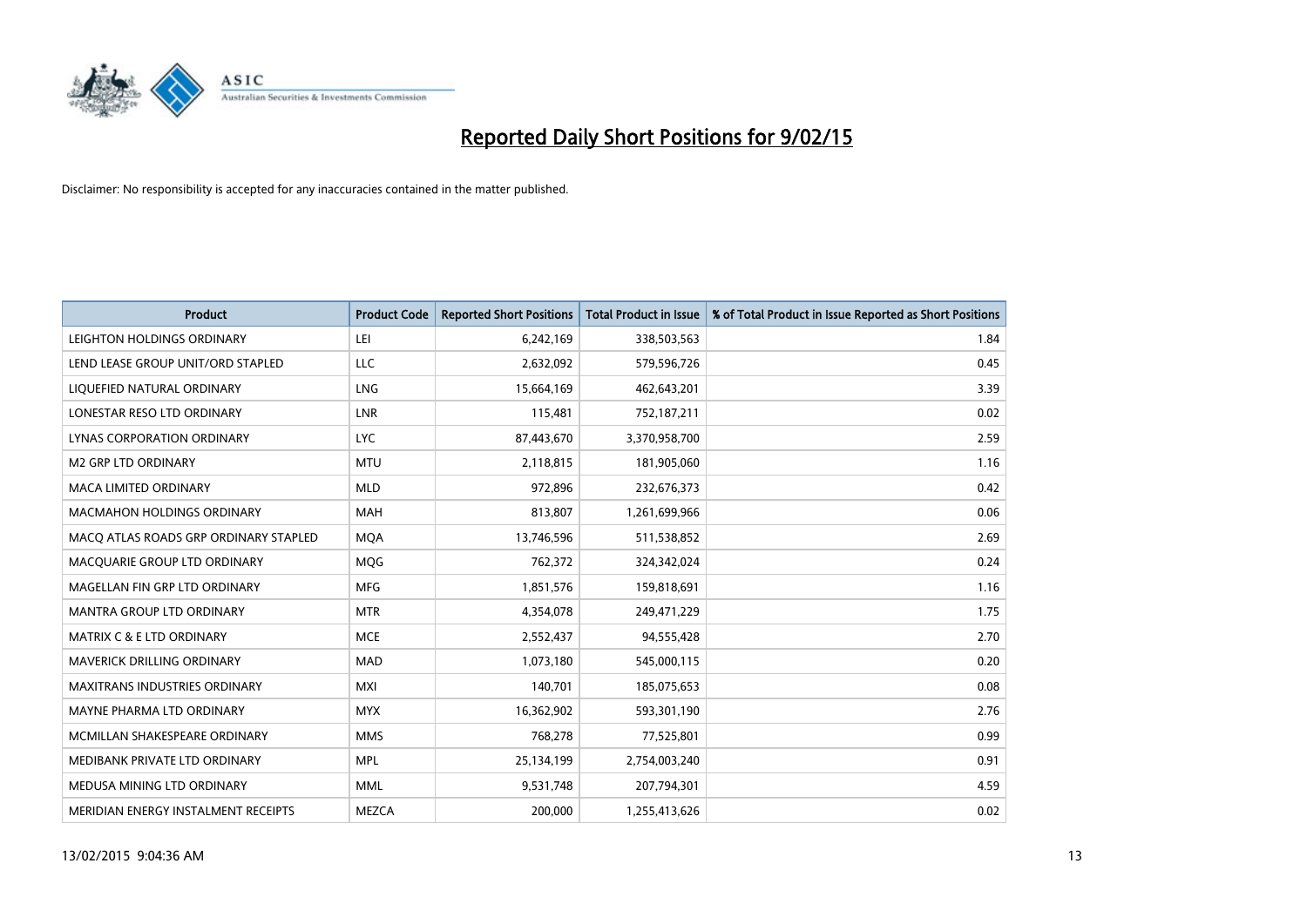# Reported Daily Short Positions for 9/02/15

Disclaimer: No responsibility is accepted for any inaccuracies contained in the matter published.

| Product | Product Code | Reported Short Positions | Total Product in Issue | % of Total Product in Issue Reported as Short Positions |
|---|---|---|---|---|
| LEIGHTON HOLDINGS ORDINARY | LEI | 6,242,169 | 338,503,563 | 1.84 |
| LEND LEASE GROUP UNIT/ORD STAPLED | LLC | 2,632,092 | 579,596,726 | 0.45 |
| LIQUEFIED NATURAL ORDINARY | LNG | 15,664,169 | 462,643,201 | 3.39 |
| LONESTAR RESO LTD ORDINARY | LNR | 115,481 | 752,187,211 | 0.02 |
| LYNAS CORPORATION ORDINARY | LYC | 87,443,670 | 3,370,958,700 | 2.59 |
| M2 GRP LTD ORDINARY | MTU | 2,118,815 | 181,905,060 | 1.16 |
| MACA LIMITED ORDINARY | MLD | 972,896 | 232,676,373 | 0.42 |
| MACMAHON HOLDINGS ORDINARY | MAH | 813,807 | 1,261,699,966 | 0.06 |
| MACQ ATLAS ROADS GRP ORDINARY STAPLED | MQA | 13,746,596 | 511,538,852 | 2.69 |
| MACQUARIE GROUP LTD ORDINARY | MQG | 762,372 | 324,342,024 | 0.24 |
| MAGELLAN FIN GRP LTD ORDINARY | MFG | 1,851,576 | 159,818,691 | 1.16 |
| MANTRA GROUP LTD ORDINARY | MTR | 4,354,078 | 249,471,229 | 1.75 |
| MATRIX C & E LTD ORDINARY | MCE | 2,552,437 | 94,555,428 | 2.70 |
| MAVERICK DRILLING ORDINARY | MAD | 1,073,180 | 545,000,115 | 0.20 |
| MAXITRANS INDUSTRIES ORDINARY | MXI | 140,701 | 185,075,653 | 0.08 |
| MAYNE PHARMA LTD ORDINARY | MYX | 16,362,902 | 593,301,190 | 2.76 |
| MCMILLAN SHAKESPEARE ORDINARY | MMS | 768,278 | 77,525,801 | 0.99 |
| MEDIBANK PRIVATE LTD ORDINARY | MPL | 25,134,199 | 2,754,003,240 | 0.91 |
| MEDUSA MINING LTD ORDINARY | MML | 9,531,748 | 207,794,301 | 4.59 |
| MERIDIAN ENERGY INSTALMENT RECEIPTS | MEZCA | 200,000 | 1,255,413,626 | 0.02 |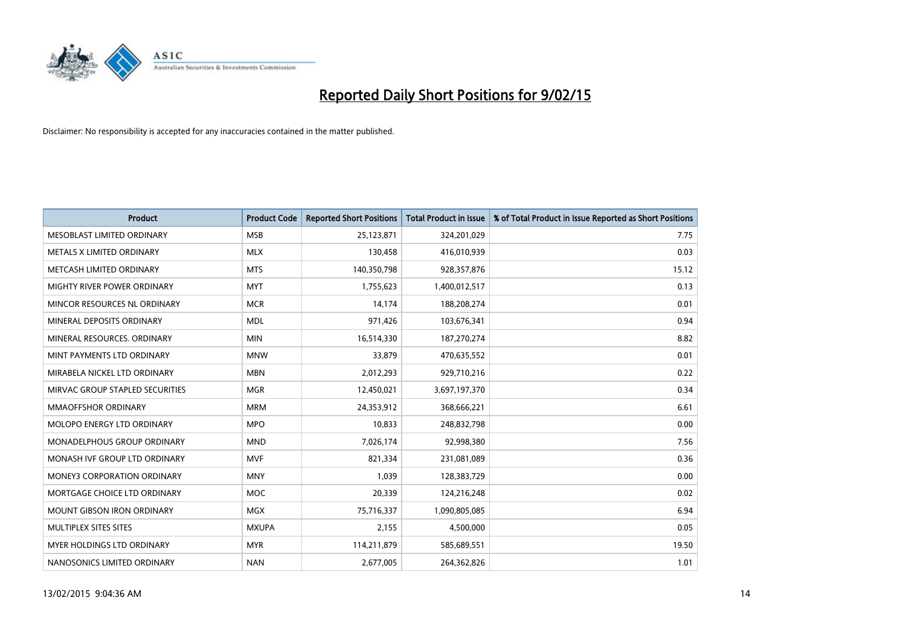# Reported Daily Short Positions for 9/02/15

Disclaimer: No responsibility is accepted for any inaccuracies contained in the matter published.

| Product | Product Code | Reported Short Positions | Total Product in Issue | % of Total Product in Issue Reported as Short Positions |
|---|---|---|---|---|
| MESOBLAST LIMITED ORDINARY | MSB | 25,123,871 | 324,201,029 | 7.75 |
| METALS X LIMITED ORDINARY | MLX | 130,458 | 416,010,939 | 0.03 |
| METCASH LIMITED ORDINARY | MTS | 140,350,798 | 928,357,876 | 15.12 |
| MIGHTY RIVER POWER ORDINARY | MYT | 1,755,623 | 1,400,012,517 | 0.13 |
| MINCOR RESOURCES NL ORDINARY | MCR | 14,174 | 188,208,274 | 0.01 |
| MINERAL DEPOSITS ORDINARY | MDL | 971,426 | 103,676,341 | 0.94 |
| MINERAL RESOURCES. ORDINARY | MIN | 16,514,330 | 187,270,274 | 8.82 |
| MINT PAYMENTS LTD ORDINARY | MNW | 33,879 | 470,635,552 | 0.01 |
| MIRABELA NICKEL LTD ORDINARY | MBN | 2,012,293 | 929,710,216 | 0.22 |
| MIRVAC GROUP STAPLED SECURITIES | MGR | 12,450,021 | 3,697,197,370 | 0.34 |
| MMAOFFSHOR ORDINARY | MRM | 24,353,912 | 368,666,221 | 6.61 |
| MOLOPO ENERGY LTD ORDINARY | MPO | 10,833 | 248,832,798 | 0.00 |
| MONADELPHOUS GROUP ORDINARY | MND | 7,026,174 | 92,998,380 | 7.56 |
| MONASH IVF GROUP LTD ORDINARY | MVF | 821,334 | 231,081,089 | 0.36 |
| MONEY3 CORPORATION ORDINARY | MNY | 1,039 | 128,383,729 | 0.00 |
| MORTGAGE CHOICE LTD ORDINARY | MOC | 20,339 | 124,216,248 | 0.02 |
| MOUNT GIBSON IRON ORDINARY | MGX | 75,716,337 | 1,090,805,085 | 6.94 |
| MULTIPLEX SITES SITES | MXUPA | 2,155 | 4,500,000 | 0.05 |
| MYER HOLDINGS LTD ORDINARY | MYR | 114,211,879 | 585,689,551 | 19.50 |
| NANOSONICS LIMITED ORDINARY | NAN | 2,677,005 | 264,362,826 | 1.01 |

13/02/2015 9:04:36 AM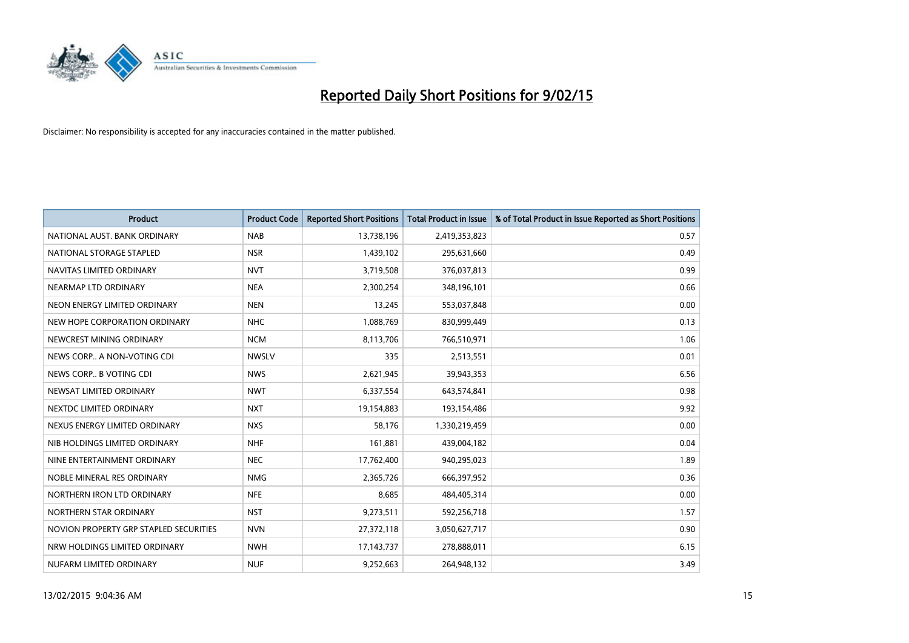# Reported Daily Short Positions for 9/02/15

Disclaimer: No responsibility is accepted for any inaccuracies contained in the matter published.

| Product | Product Code | Reported Short Positions | Total Product in Issue | % of Total Product in Issue Reported as Short Positions |
|---|---|---|---|---|
| NATIONAL AUST. BANK ORDINARY | NAB | 13,738,196 | 2,419,353,823 | 0.57 |
| NATIONAL STORAGE STAPLED | NSR | 1,439,102 | 295,631,660 | 0.49 |
| NAVITAS LIMITED ORDINARY | NVT | 3,719,508 | 376,037,813 | 0.99 |
| NEARMAP LTD ORDINARY | NEA | 2,300,254 | 348,196,101 | 0.66 |
| NEON ENERGY LIMITED ORDINARY | NEN | 13,245 | 553,037,848 | 0.00 |
| NEW HOPE CORPORATION ORDINARY | NHC | 1,088,769 | 830,999,449 | 0.13 |
| NEWCREST MINING ORDINARY | NCM | 8,113,706 | 766,510,971 | 1.06 |
| NEWS CORP.. A NON-VOTING CDI | NWSLV | 335 | 2,513,551 | 0.01 |
| NEWS CORP.. B VOTING CDI | NWS | 2,621,945 | 39,943,353 | 6.56 |
| NEWSAT LIMITED ORDINARY | NWT | 6,337,554 | 643,574,841 | 0.98 |
| NEXTDC LIMITED ORDINARY | NXT | 19,154,883 | 193,154,486 | 9.92 |
| NEXUS ENERGY LIMITED ORDINARY | NXS | 58,176 | 1,330,219,459 | 0.00 |
| NIB HOLDINGS LIMITED ORDINARY | NHF | 161,881 | 439,004,182 | 0.04 |
| NINE ENTERTAINMENT ORDINARY | NEC | 17,762,400 | 940,295,023 | 1.89 |
| NOBLE MINERAL RES ORDINARY | NMG | 2,365,726 | 666,397,952 | 0.36 |
| NORTHERN IRON LTD ORDINARY | NFE | 8,685 | 484,405,314 | 0.00 |
| NORTHERN STAR ORDINARY | NST | 9,273,511 | 592,256,718 | 1.57 |
| NOVION PROPERTY GRP STAPLED SECURITIES | NVN | 27,372,118 | 3,050,627,717 | 0.90 |
| NRW HOLDINGS LIMITED ORDINARY | NWH | 17,143,737 | 278,888,011 | 6.15 |
| NUFARM LIMITED ORDINARY | NUF | 9,252,663 | 264,948,132 | 3.49 |

13/02/2015 9:04:36 AM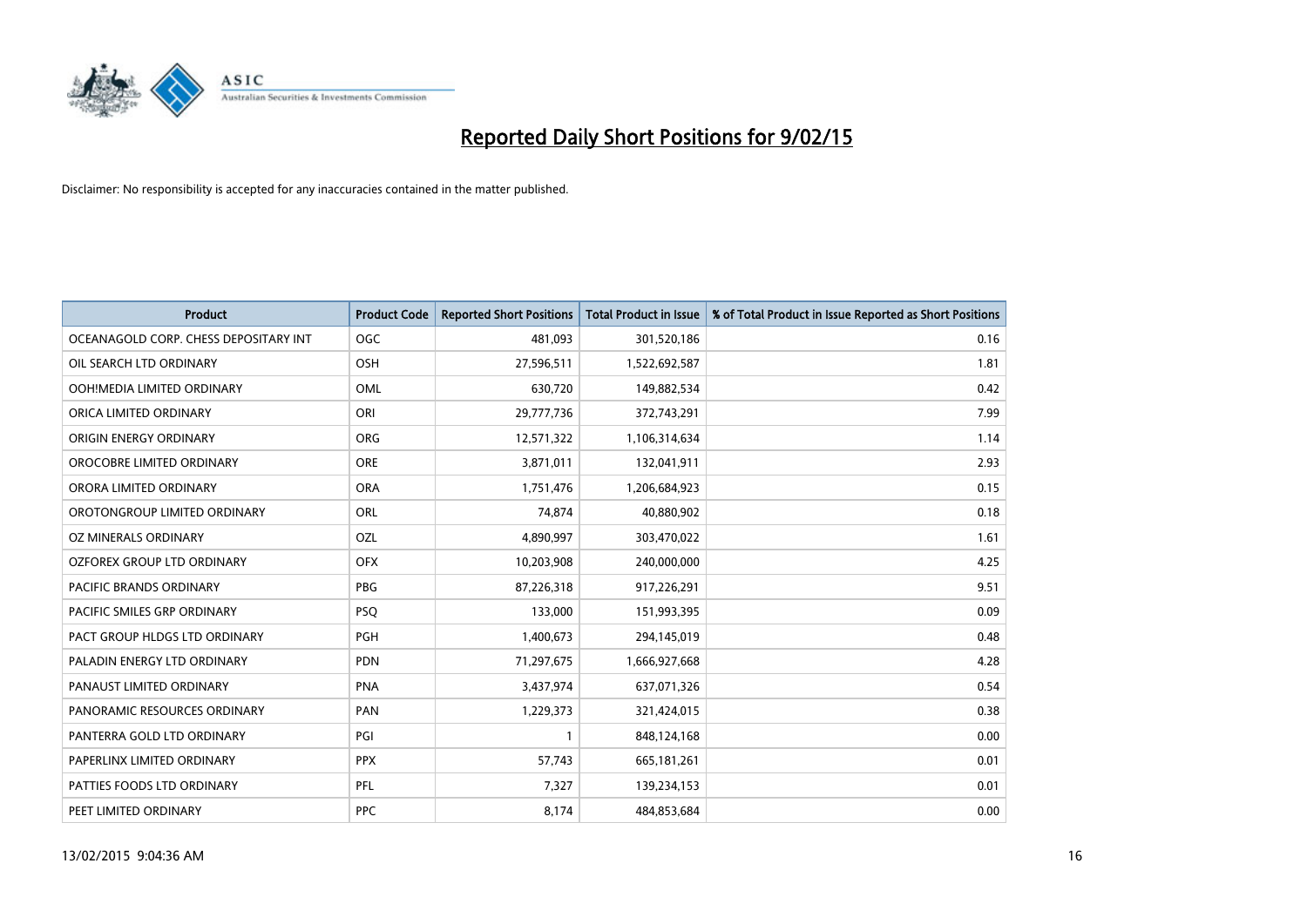# Reported Daily Short Positions for 9/02/15

Disclaimer: No responsibility is accepted for any inaccuracies contained in the matter published.

| Product | Product Code | Reported Short Positions | Total Product in Issue | % of Total Product in Issue Reported as Short Positions |
|---|---|---|---|---|
| OCEANAGOLD CORP. CHESS DEPOSITARY INT | OGC | 481,093 | 301,520,186 | 0.16 |
| OIL SEARCH LTD ORDINARY | OSH | 27,596,511 | 1,522,692,587 | 1.81 |
| OOH!MEDIA LIMITED ORDINARY | OML | 630,720 | 149,882,534 | 0.42 |
| ORICA LIMITED ORDINARY | ORI | 29,777,736 | 372,743,291 | 7.99 |
| ORIGIN ENERGY ORDINARY | ORG | 12,571,322 | 1,106,314,634 | 1.14 |
| OROCOBRE LIMITED ORDINARY | ORE | 3,871,011 | 132,041,911 | 2.93 |
| ORORA LIMITED ORDINARY | ORA | 1,751,476 | 1,206,684,923 | 0.15 |
| OROTONGROUP LIMITED ORDINARY | ORL | 74,874 | 40,880,902 | 0.18 |
| OZ MINERALS ORDINARY | OZL | 4,890,997 | 303,470,022 | 1.61 |
| OZFOREX GROUP LTD ORDINARY | OFX | 10,203,908 | 240,000,000 | 4.25 |
| PACIFIC BRANDS ORDINARY | PBG | 87,226,318 | 917,226,291 | 9.51 |
| PACIFIC SMILES GRP ORDINARY | PSQ | 133,000 | 151,993,395 | 0.09 |
| PACT GROUP HLDGS LTD ORDINARY | PGH | 1,400,673 | 294,145,019 | 0.48 |
| PALADIN ENERGY LTD ORDINARY | PDN | 71,297,675 | 1,666,927,668 | 4.28 |
| PANAUST LIMITED ORDINARY | PNA | 3,437,974 | 637,071,326 | 0.54 |
| PANORAMIC RESOURCES ORDINARY | PAN | 1,229,373 | 321,424,015 | 0.38 |
| PANTERRA GOLD LTD ORDINARY | PGI | 1 | 848,124,168 | 0.00 |
| PAPERLINX LIMITED ORDINARY | PPX | 57,743 | 665,181,261 | 0.01 |
| PATTIES FOODS LTD ORDINARY | PFL | 7,327 | 139,234,153 | 0.01 |
| PEET LIMITED ORDINARY | PPC | 8,174 | 484,853,684 | 0.00 |

13/02/2015 9:04:36 AM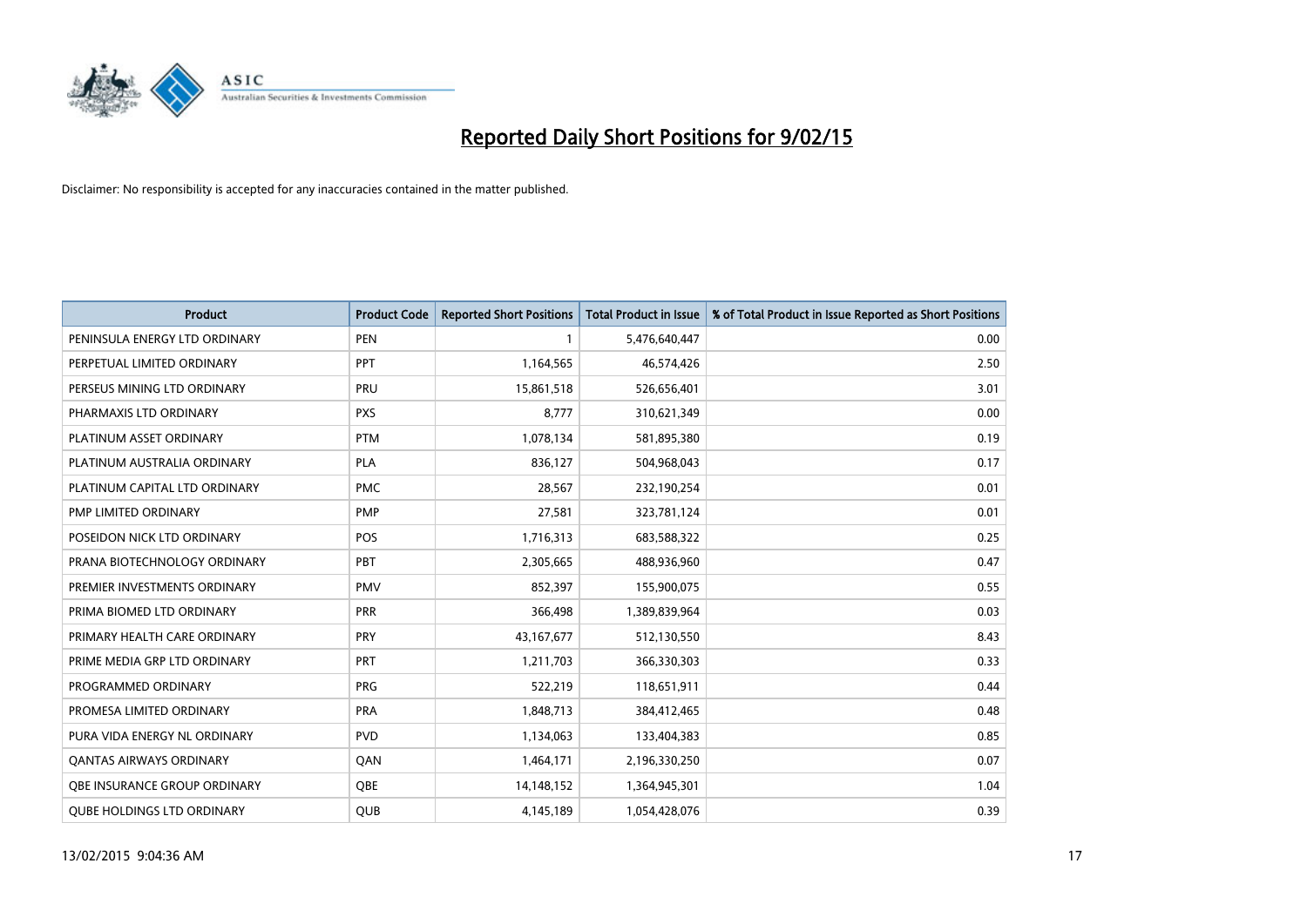# Reported Daily Short Positions for 9/02/15

Disclaimer: No responsibility is accepted for any inaccuracies contained in the matter published.

| Product | Product Code | Reported Short Positions | Total Product in Issue | % of Total Product in Issue Reported as Short Positions |
| --- | --- | --- | --- | --- |
| PENINSULA ENERGY LTD ORDINARY | PEN | 1 | 5,476,640,447 | 0.00 |
| PERPETUAL LIMITED ORDINARY | PPT | 1,164,565 | 46,574,426 | 2.50 |
| PERSEUS MINING LTD ORDINARY | PRU | 15,861,518 | 526,656,401 | 3.01 |
| PHARMAXIS LTD ORDINARY | PXS | 8,777 | 310,621,349 | 0.00 |
| PLATINUM ASSET ORDINARY | PTM | 1,078,134 | 581,895,380 | 0.19 |
| PLATINUM AUSTRALIA ORDINARY | PLA | 836,127 | 504,968,043 | 0.17 |
| PLATINUM CAPITAL LTD ORDINARY | PMC | 28,567 | 232,190,254 | 0.01 |
| PMP LIMITED ORDINARY | PMP | 27,581 | 323,781,124 | 0.01 |
| POSEIDON NICK LTD ORDINARY | POS | 1,716,313 | 683,588,322 | 0.25 |
| PRANA BIOTECHNOLOGY ORDINARY | PBT | 2,305,665 | 488,936,960 | 0.47 |
| PREMIER INVESTMENTS ORDINARY | PMV | 852,397 | 155,900,075 | 0.55 |
| PRIMA BIOMED LTD ORDINARY | PRR | 366,498 | 1,389,839,964 | 0.03 |
| PRIMARY HEALTH CARE ORDINARY | PRY | 43,167,677 | 512,130,550 | 8.43 |
| PRIME MEDIA GRP LTD ORDINARY | PRT | 1,211,703 | 366,330,303 | 0.33 |
| PROGRAMMED ORDINARY | PRG | 522,219 | 118,651,911 | 0.44 |
| PROMESA LIMITED ORDINARY | PRA | 1,848,713 | 384,412,465 | 0.48 |
| PURA VIDA ENERGY NL ORDINARY | PVD | 1,134,063 | 133,404,383 | 0.85 |
| QANTAS AIRWAYS ORDINARY | QAN | 1,464,171 | 2,196,330,250 | 0.07 |
| QBE INSURANCE GROUP ORDINARY | QBE | 14,148,152 | 1,364,945,301 | 1.04 |
| QUBE HOLDINGS LTD ORDINARY | QUB | 4,145,189 | 1,054,428,076 | 0.39 |

13/02/2015 9:04:36 AM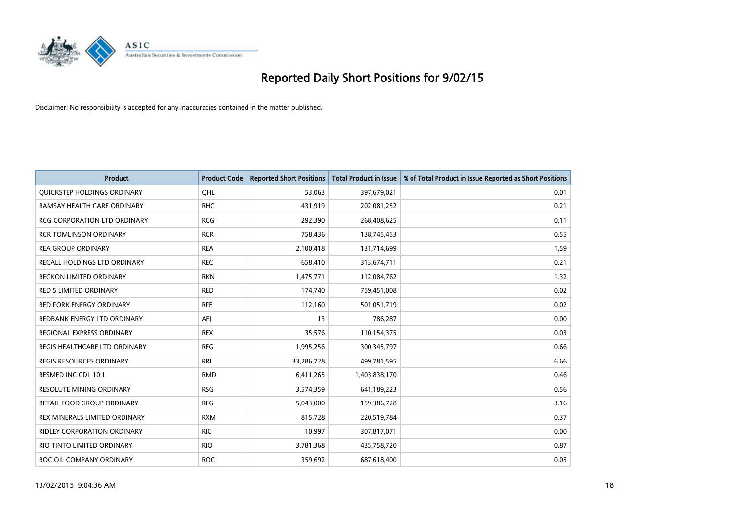# Reported Daily Short Positions for 9/02/15

Disclaimer: No responsibility is accepted for any inaccuracies contained in the matter published.

| Product | Product Code | Reported Short Positions | Total Product in Issue | % of Total Product in Issue Reported as Short Positions |
|---|---|---|---|---|
| QUICKSTEP HOLDINGS ORDINARY | QHL | 53,063 | 397,679,021 | 0.01 |
| RAMSAY HEALTH CARE ORDINARY | RHC | 431,919 | 202,081,252 | 0.21 |
| RCG CORPORATION LTD ORDINARY | RCG | 292,390 | 268,408,625 | 0.11 |
| RCR TOMLINSON ORDINARY | RCR | 758,436 | 138,745,453 | 0.55 |
| REA GROUP ORDINARY | REA | 2,100,418 | 131,714,699 | 1.59 |
| RECALL HOLDINGS LTD ORDINARY | REC | 658,410 | 313,674,711 | 0.21 |
| RECKON LIMITED ORDINARY | RKN | 1,475,771 | 112,084,762 | 1.32 |
| RED 5 LIMITED ORDINARY | RED | 174,740 | 759,451,008 | 0.02 |
| RED FORK ENERGY ORDINARY | RFE | 112,160 | 501,051,719 | 0.02 |
| REDBANK ENERGY LTD ORDINARY | AEJ | 13 | 786,287 | 0.00 |
| REGIONAL EXPRESS ORDINARY | REX | 35,576 | 110,154,375 | 0.03 |
| REGIS HEALTHCARE LTD ORDINARY | REG | 1,995,256 | 300,345,797 | 0.66 |
| REGIS RESOURCES ORDINARY | RRL | 33,286,728 | 499,781,595 | 6.66 |
| RESMED INC CDI 10:1 | RMD | 6,411,265 | 1,403,838,170 | 0.46 |
| RESOLUTE MINING ORDINARY | RSG | 3,574,359 | 641,189,223 | 0.56 |
| RETAIL FOOD GROUP ORDINARY | RFG | 5,043,000 | 159,386,728 | 3.16 |
| REX MINERALS LIMITED ORDINARY | RXM | 815,728 | 220,519,784 | 0.37 |
| RIDLEY CORPORATION ORDINARY | RIC | 10,997 | 307,817,071 | 0.00 |
| RIO TINTO LIMITED ORDINARY | RIO | 3,781,368 | 435,758,720 | 0.87 |
| ROC OIL COMPANY ORDINARY | ROC | 359,692 | 687,618,400 | 0.05 |

13/02/2015 9:04:36 AM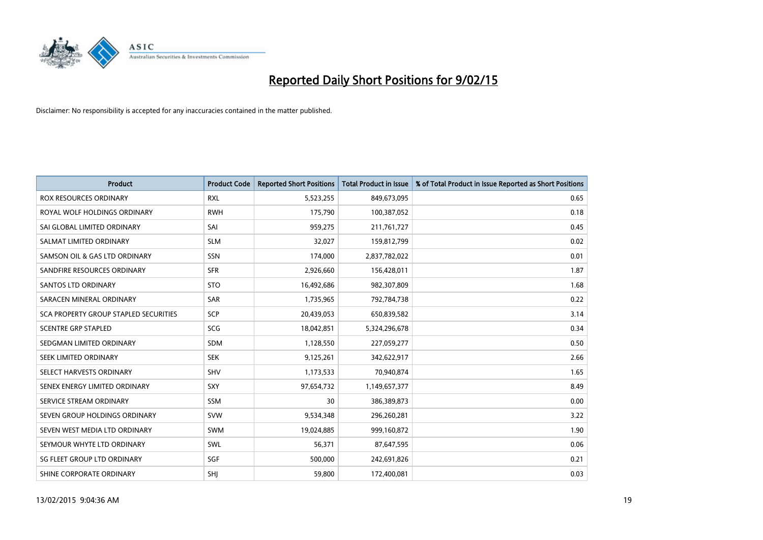# Reported Daily Short Positions for 9/02/15

Disclaimer: No responsibility is accepted for any inaccuracies contained in the matter published.

| Product | Product Code | Reported Short Positions | Total Product in Issue | % of Total Product in Issue Reported as Short Positions |
|---|---|---|---|---|
| ROX RESOURCES ORDINARY | RXL | 5,523,255 | 849,673,095 | 0.65 |
| ROYAL WOLF HOLDINGS ORDINARY | RWH | 175,790 | 100,387,052 | 0.18 |
| SAI GLOBAL LIMITED ORDINARY | SAI | 959,275 | 211,761,727 | 0.45 |
| SALMAT LIMITED ORDINARY | SLM | 32,027 | 159,812,799 | 0.02 |
| SAMSON OIL & GAS LTD ORDINARY | SSN | 174,000 | 2,837,782,022 | 0.01 |
| SANDFIRE RESOURCES ORDINARY | SFR | 2,926,660 | 156,428,011 | 1.87 |
| SANTOS LTD ORDINARY | STO | 16,492,686 | 982,307,809 | 1.68 |
| SARACEN MINERAL ORDINARY | SAR | 1,735,965 | 792,784,738 | 0.22 |
| SCA PROPERTY GROUP STAPLED SECURITIES | SCP | 20,439,053 | 650,839,582 | 3.14 |
| SCENTRE GRP STAPLED | SCG | 18,042,851 | 5,324,296,678 | 0.34 |
| SEDGMAN LIMITED ORDINARY | SDM | 1,128,550 | 227,059,277 | 0.50 |
| SEEK LIMITED ORDINARY | SEK | 9,125,261 | 342,622,917 | 2.66 |
| SELECT HARVESTS ORDINARY | SHV | 1,173,533 | 70,940,874 | 1.65 |
| SENEX ENERGY LIMITED ORDINARY | SXY | 97,654,732 | 1,149,657,377 | 8.49 |
| SERVICE STREAM ORDINARY | SSM | 30 | 386,389,873 | 0.00 |
| SEVEN GROUP HOLDINGS ORDINARY | SVW | 9,534,348 | 296,260,281 | 3.22 |
| SEVEN WEST MEDIA LTD ORDINARY | SWM | 19,024,885 | 999,160,872 | 1.90 |
| SEYMOUR WHYTE LTD ORDINARY | SWL | 56,371 | 87,647,595 | 0.06 |
| SG FLEET GROUP LTD ORDINARY | SGF | 500,000 | 242,691,826 | 0.21 |
| SHINE CORPORATE ORDINARY | SHJ | 59,800 | 172,400,081 | 0.03 |

13/02/2015 9:04:36 AM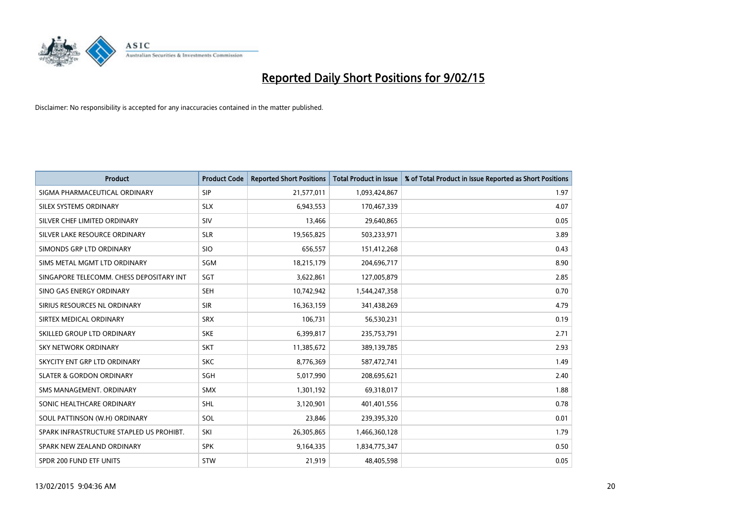# Reported Daily Short Positions for 9/02/15

Disclaimer: No responsibility is accepted for any inaccuracies contained in the matter published.

| Product | Product Code | Reported Short Positions | Total Product in Issue | % of Total Product in Issue Reported as Short Positions |
|---|---|---|---|---|
| SIGMA PHARMACEUTICAL ORDINARY | SIP | 21,577,011 | 1,093,424,867 | 1.97 |
| SILEX SYSTEMS ORDINARY | SLX | 6,943,553 | 170,467,339 | 4.07 |
| SILVER CHEF LIMITED ORDINARY | SIV | 13,466 | 29,640,865 | 0.05 |
| SILVER LAKE RESOURCE ORDINARY | SLR | 19,565,825 | 503,233,971 | 3.89 |
| SIMONDS GRP LTD ORDINARY | SIO | 656,557 | 151,412,268 | 0.43 |
| SIMS METAL MGMT LTD ORDINARY | SGM | 18,215,179 | 204,696,717 | 8.90 |
| SINGAPORE TELECOMM. CHESS DEPOSITARY INT | SGT | 3,622,861 | 127,005,879 | 2.85 |
| SINO GAS ENERGY ORDINARY | SEH | 10,742,942 | 1,544,247,358 | 0.70 |
| SIRIUS RESOURCES NL ORDINARY | SIR | 16,363,159 | 341,438,269 | 4.79 |
| SIRTEX MEDICAL ORDINARY | SRX | 106,731 | 56,530,231 | 0.19 |
| SKILLED GROUP LTD ORDINARY | SKE | 6,399,817 | 235,753,791 | 2.71 |
| SKY NETWORK ORDINARY | SKT | 11,385,672 | 389,139,785 | 2.93 |
| SKYCITY ENT GRP LTD ORDINARY | SKC | 8,776,369 | 587,472,741 | 1.49 |
| SLATER & GORDON ORDINARY | SGH | 5,017,990 | 208,695,621 | 2.40 |
| SMS MANAGEMENT. ORDINARY | SMX | 1,301,192 | 69,318,017 | 1.88 |
| SONIC HEALTHCARE ORDINARY | SHL | 3,120,901 | 401,401,556 | 0.78 |
| SOUL PATTINSON (W.H) ORDINARY | SOL | 23,846 | 239,395,320 | 0.01 |
| SPARK INFRASTRUCTURE STAPLED US PROHIBT. | SKI | 26,305,865 | 1,466,360,128 | 1.79 |
| SPARK NEW ZEALAND ORDINARY | SPK | 9,164,335 | 1,834,775,347 | 0.50 |
| SPDR 200 FUND ETF UNITS | STW | 21,919 | 48,405,598 | 0.05 |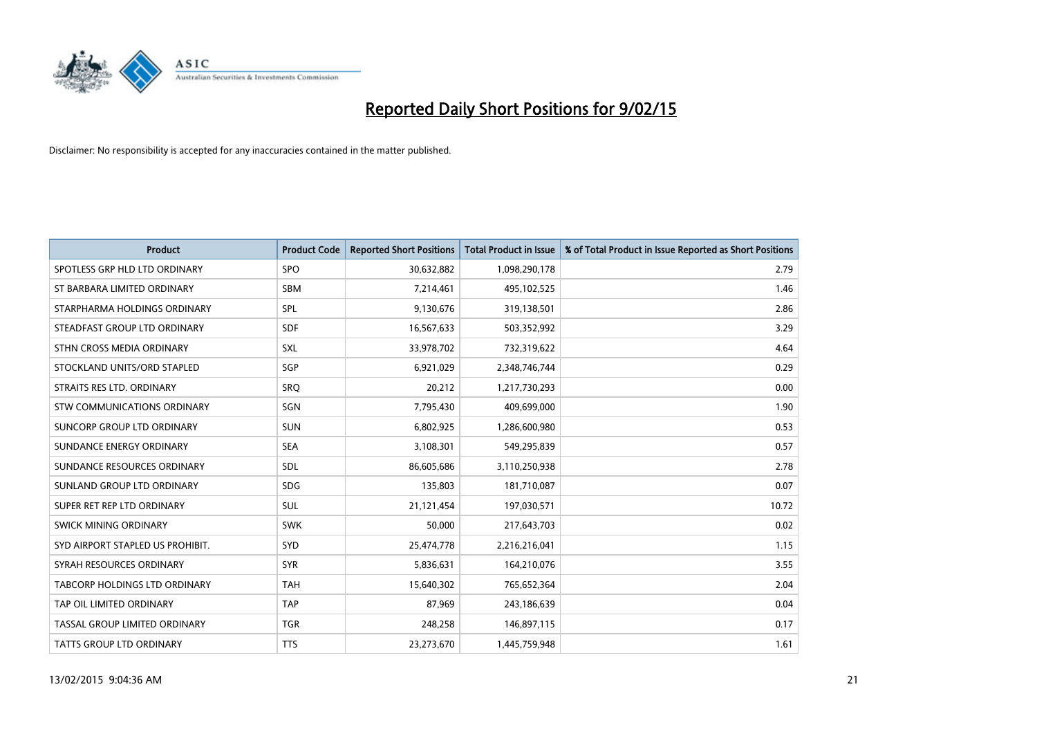# Reported Daily Short Positions for 9/02/15

Disclaimer: No responsibility is accepted for any inaccuracies contained in the matter published.

| Product | Product Code | Reported Short Positions | Total Product in Issue | % of Total Product in Issue Reported as Short Positions |
|---|---|---|---|---|
| SPOTLESS GRP HLD LTD ORDINARY | SPO | 30,632,882 | 1,098,290,178 | 2.79 |
| ST BARBARA LIMITED ORDINARY | SBM | 7,214,461 | 495,102,525 | 1.46 |
| STARPHARMA HOLDINGS ORDINARY | SPL | 9,130,676 | 319,138,501 | 2.86 |
| STEADFAST GROUP LTD ORDINARY | SDF | 16,567,633 | 503,352,992 | 3.29 |
| STHN CROSS MEDIA ORDINARY | SXL | 33,978,702 | 732,319,622 | 4.64 |
| STOCKLAND UNITS/ORD STAPLED | SGP | 6,921,029 | 2,348,746,744 | 0.29 |
| STRAITS RES LTD. ORDINARY | SRQ | 20,212 | 1,217,730,293 | 0.00 |
| STW COMMUNICATIONS ORDINARY | SGN | 7,795,430 | 409,699,000 | 1.90 |
| SUNCORP GROUP LTD ORDINARY | SUN | 6,802,925 | 1,286,600,980 | 0.53 |
| SUNDANCE ENERGY ORDINARY | SEA | 3,108,301 | 549,295,839 | 0.57 |
| SUNDANCE RESOURCES ORDINARY | SDL | 86,605,686 | 3,110,250,938 | 2.78 |
| SUNLAND GROUP LTD ORDINARY | SDG | 135,803 | 181,710,087 | 0.07 |
| SUPER RET REP LTD ORDINARY | SUL | 21,121,454 | 197,030,571 | 10.72 |
| SWICK MINING ORDINARY | SWK | 50,000 | 217,643,703 | 0.02 |
| SYD AIRPORT STAPLED US PROHIBIT. | SYD | 25,474,778 | 2,216,216,041 | 1.15 |
| SYRAH RESOURCES ORDINARY | SYR | 5,836,631 | 164,210,076 | 3.55 |
| TABCORP HOLDINGS LTD ORDINARY | TAH | 15,640,302 | 765,652,364 | 2.04 |
| TAP OIL LIMITED ORDINARY | TAP | 87,969 | 243,186,639 | 0.04 |
| TASSAL GROUP LIMITED ORDINARY | TGR | 248,258 | 146,897,115 | 0.17 |
| TATTS GROUP LTD ORDINARY | TTS | 23,273,670 | 1,445,759,948 | 1.61 |

13/02/2015 9:04:36 AM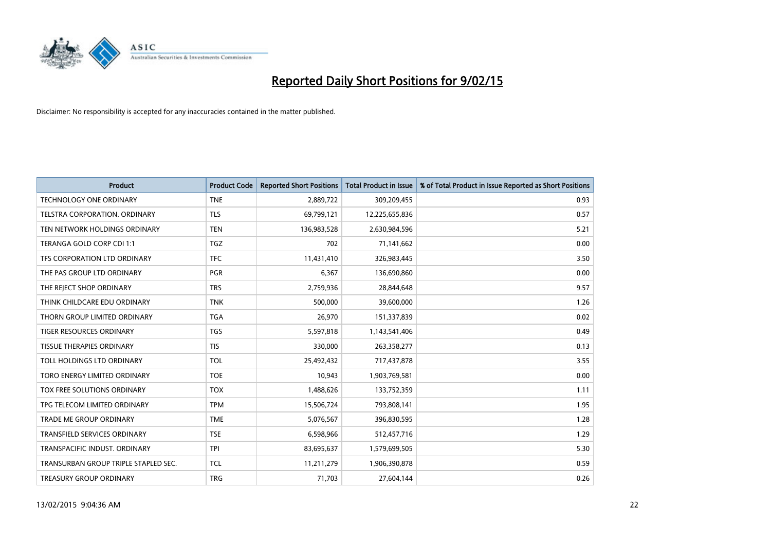# Reported Daily Short Positions for 9/02/15

Disclaimer: No responsibility is accepted for any inaccuracies contained in the matter published.

| Product | Product Code | Reported Short Positions | Total Product in Issue | % of Total Product in Issue Reported as Short Positions |
|---|---|---|---|---|
| TECHNOLOGY ONE ORDINARY | TNE | 2,889,722 | 309,209,455 | 0.93 |
| TELSTRA CORPORATION. ORDINARY | TLS | 69,799,121 | 12,225,655,836 | 0.57 |
| TEN NETWORK HOLDINGS ORDINARY | TEN | 136,983,528 | 2,630,984,596 | 5.21 |
| TERANGA GOLD CORP CDI 1:1 | TGZ | 702 | 71,141,662 | 0.00 |
| TFS CORPORATION LTD ORDINARY | TFC | 11,431,410 | 326,983,445 | 3.50 |
| THE PAS GROUP LTD ORDINARY | PGR | 6,367 | 136,690,860 | 0.00 |
| THE REJECT SHOP ORDINARY | TRS | 2,759,936 | 28,844,648 | 9.57 |
| THINK CHILDCARE EDU ORDINARY | TNK | 500,000 | 39,600,000 | 1.26 |
| THORN GROUP LIMITED ORDINARY | TGA | 26,970 | 151,337,839 | 0.02 |
| TIGER RESOURCES ORDINARY | TGS | 5,597,818 | 1,143,541,406 | 0.49 |
| TISSUE THERAPIES ORDINARY | TIS | 330,000 | 263,358,277 | 0.13 |
| TOLL HOLDINGS LTD ORDINARY | TOL | 25,492,432 | 717,437,878 | 3.55 |
| TORO ENERGY LIMITED ORDINARY | TOE | 10,943 | 1,903,769,581 | 0.00 |
| TOX FREE SOLUTIONS ORDINARY | TOX | 1,488,626 | 133,752,359 | 1.11 |
| TPG TELECOM LIMITED ORDINARY | TPM | 15,506,724 | 793,808,141 | 1.95 |
| TRADE ME GROUP ORDINARY | TME | 5,076,567 | 396,830,595 | 1.28 |
| TRANSFIELD SERVICES ORDINARY | TSE | 6,598,966 | 512,457,716 | 1.29 |
| TRANSPACIFIC INDUST. ORDINARY | TPI | 83,695,637 | 1,579,699,505 | 5.30 |
| TRANSURBAN GROUP TRIPLE STAPLED SEC. | TCL | 11,211,279 | 1,906,390,878 | 0.59 |
| TREASURY GROUP ORDINARY | TRG | 71,703 | 27,604,144 | 0.26 |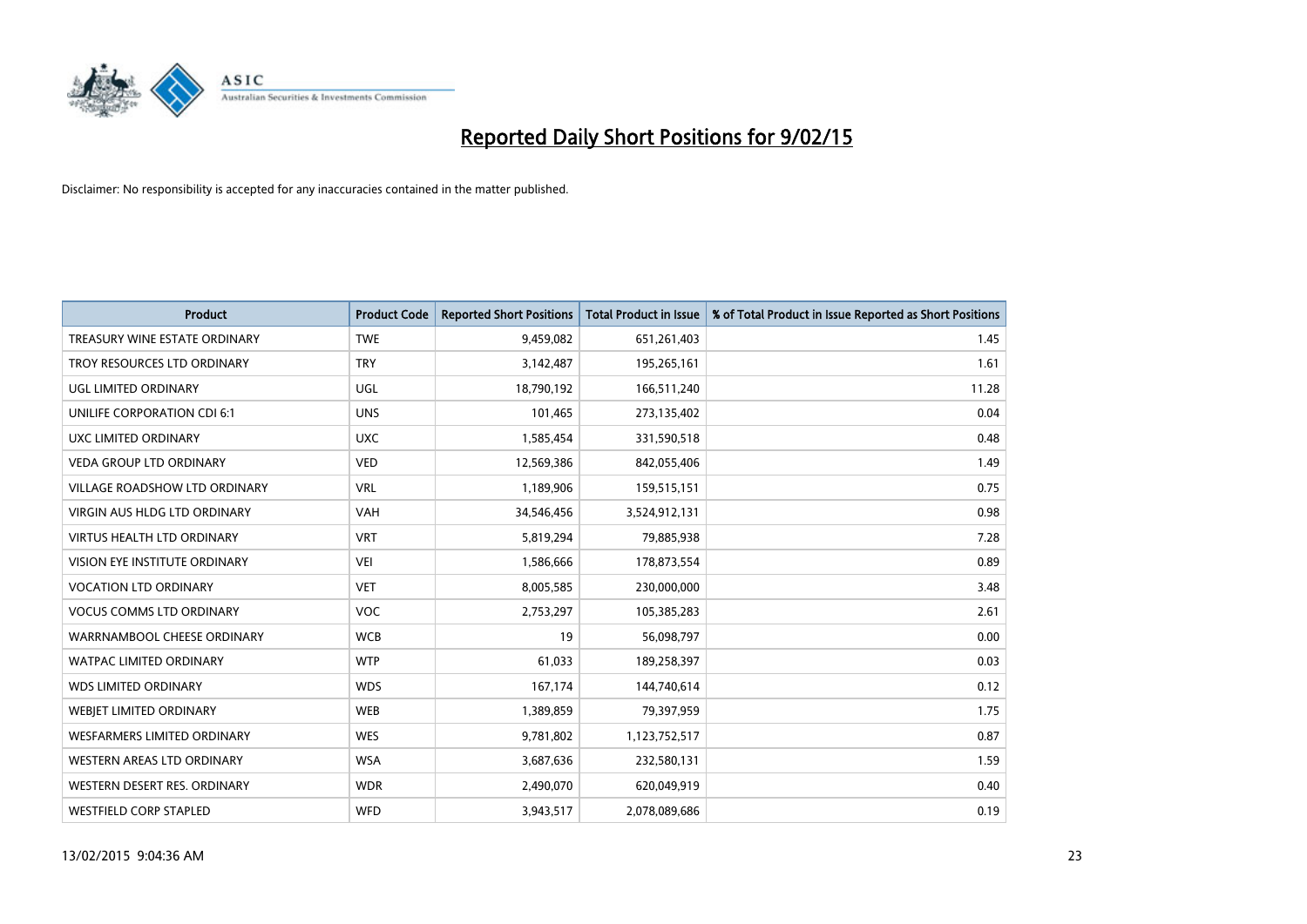# Reported Daily Short Positions for 9/02/15

Disclaimer: No responsibility is accepted for any inaccuracies contained in the matter published.

| Product | Product Code | Reported Short Positions | Total Product in Issue | % of Total Product in Issue Reported as Short Positions |
|---|---|---|---|---|
| TREASURY WINE ESTATE ORDINARY | TWE | 9,459,082 | 651,261,403 | 1.45 |
| TROY RESOURCES LTD ORDINARY | TRY | 3,142,487 | 195,265,161 | 1.61 |
| UGL LIMITED ORDINARY | UGL | 18,790,192 | 166,511,240 | 11.28 |
| UNILIFE CORPORATION CDI 6:1 | UNS | 101,465 | 273,135,402 | 0.04 |
| UXC LIMITED ORDINARY | UXC | 1,585,454 | 331,590,518 | 0.48 |
| VEDA GROUP LTD ORDINARY | VED | 12,569,386 | 842,055,406 | 1.49 |
| VILLAGE ROADSHOW LTD ORDINARY | VRL | 1,189,906 | 159,515,151 | 0.75 |
| VIRGIN AUS HLDG LTD ORDINARY | VAH | 34,546,456 | 3,524,912,131 | 0.98 |
| VIRTUS HEALTH LTD ORDINARY | VRT | 5,819,294 | 79,885,938 | 7.28 |
| VISION EYE INSTITUTE ORDINARY | VEI | 1,586,666 | 178,873,554 | 0.89 |
| VOCATION LTD ORDINARY | VET | 8,005,585 | 230,000,000 | 3.48 |
| VOCUS COMMS LTD ORDINARY | VOC | 2,753,297 | 105,385,283 | 2.61 |
| WARRNAMBOOL CHEESE ORDINARY | WCB | 19 | 56,098,797 | 0.00 |
| WATPAC LIMITED ORDINARY | WTP | 61,033 | 189,258,397 | 0.03 |
| WDS LIMITED ORDINARY | WDS | 167,174 | 144,740,614 | 0.12 |
| WEBJET LIMITED ORDINARY | WEB | 1,389,859 | 79,397,959 | 1.75 |
| WESFARMERS LIMITED ORDINARY | WES | 9,781,802 | 1,123,752,517 | 0.87 |
| WESTERN AREAS LTD ORDINARY | WSA | 3,687,636 | 232,580,131 | 1.59 |
| WESTERN DESERT RES. ORDINARY | WDR | 2,490,070 | 620,049,919 | 0.40 |
| WESTFIELD CORP STAPLED | WFD | 3,943,517 | 2,078,089,686 | 0.19 |

13/02/2015 9:04:36 AM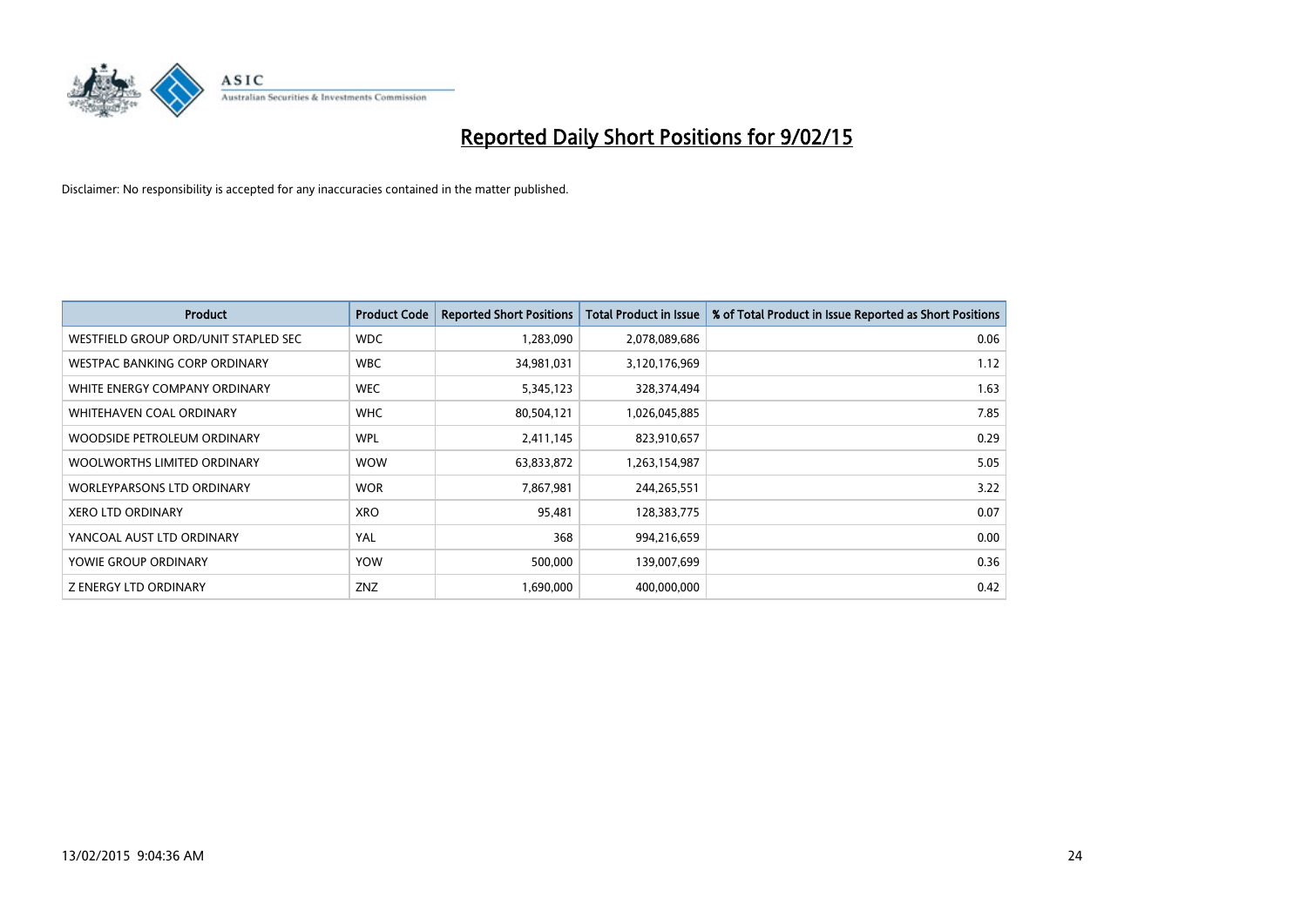# Reported Daily Short Positions for 9/02/15

Disclaimer: No responsibility is accepted for any inaccuracies contained in the matter published.

| Product | Product Code | Reported Short Positions | Total Product in Issue | % of Total Product in Issue Reported as Short Positions |
|---|---|---|---|---|
| WESTFIELD GROUP ORD/UNIT STAPLED SEC | WDC | 1,283,090 | 2,078,089,686 | 0.06 |
| WESTPAC BANKING CORP ORDINARY | WBC | 34,981,031 | 3,120,176,969 | 1.12 |
| WHITE ENERGY COMPANY ORDINARY | WEC | 5,345,123 | 328,374,494 | 1.63 |
| WHITEHAVEN COAL ORDINARY | WHC | 80,504,121 | 1,026,045,885 | 7.85 |
| WOODSIDE PETROLEUM ORDINARY | WPL | 2,411,145 | 823,910,657 | 0.29 |
| WOOLWORTHS LIMITED ORDINARY | WOW | 63,833,872 | 1,263,154,987 | 5.05 |
| WORLEYPARSONS LTD ORDINARY | WOR | 7,867,981 | 244,265,551 | 3.22 |
| XERO LTD ORDINARY | XRO | 95,481 | 128,383,775 | 0.07 |
| YANCOAL AUST LTD ORDINARY | YAL | 368 | 994,216,659 | 0.00 |
| YOWIE GROUP ORDINARY | YOW | 500,000 | 139,007,699 | 0.36 |
| Z ENERGY LTD ORDINARY | ZNZ | 1,690,000 | 400,000,000 | 0.42 |

13/02/2015 9:04:36 AM